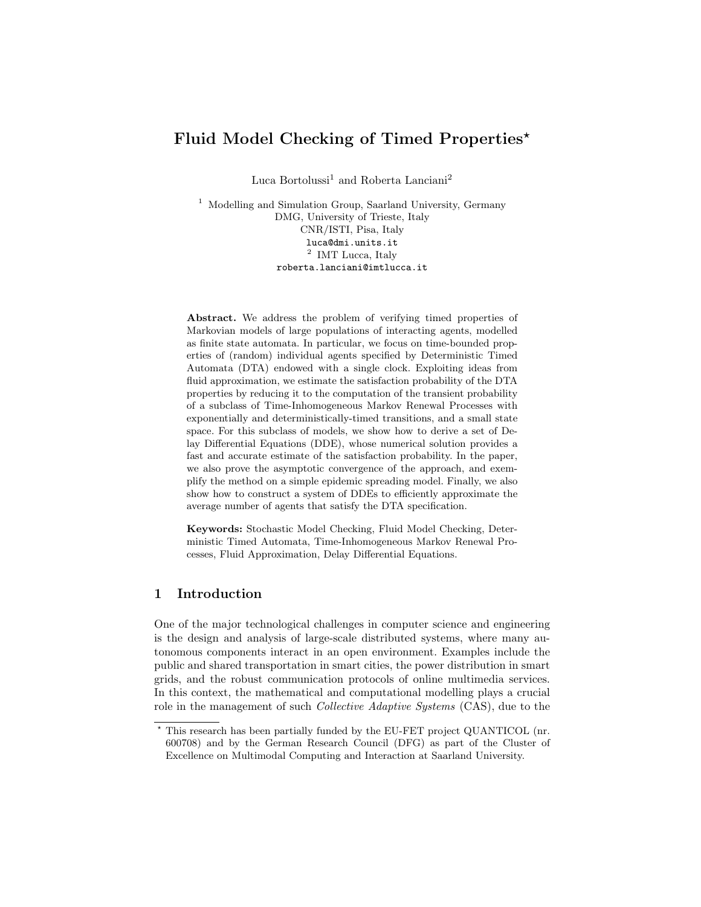# Fluid Model Checking of Timed Properties*

Luca Bortolussi[1] and Roberta Lanciani[2]

[1] Modelling and Simulation Group, Saarland University, Germany
DMG, University of Trieste, Italy
CNR/ISTI, Pisa, Italy
luca@dmi.units.it
[2] IMT Lucca, Italy
roberta.lanciani@imtlucca.it

**Abstract.** We address the problem of verifying timed properties of Markovian models of large populations of interacting agents, modelled as finite state automata. In particular, we focus on time-bounded properties of (random) individual agents specified by Deterministic Timed Automata (DTA) endowed with a single clock. Exploiting ideas from fluid approximation, we estimate the satisfaction probability of the DTA properties by reducing it to the computation of the transient probability of a subclass of Time-Inhomogeneous Markov Renewal Processes with exponentially and deterministically-timed transitions, and a small state space. For this subclass of models, we show how to derive a set of Delay Differential Equations (DDE), whose numerical solution provides a fast and accurate estimate of the satisfaction probability. In the paper, we also prove the asymptotic convergence of the approach, and exemplify the method on a simple epidemic spreading model. Finally, we also show how to construct a system of DDEs to efficiently approximate the average number of agents that satisfy the DTA specification.

**Keywords:** Stochastic Model Checking, Fluid Model Checking, Deterministic Timed Automata, Time-Inhomogeneous Markov Renewal Processes, Fluid Approximation, Delay Differential Equations.

## 1 Introduction

One of the major technological challenges in computer science and engineering is the design and analysis of large-scale distributed systems, where many autonomous components interact in an open environment. Examples include the public and shared transportation in smart cities, the power distribution in smart grids, and the robust communication protocols of online multimedia services. In this context, the mathematical and computational modelling plays a crucial role in the management of such *Collective Adaptive Systems* (CAS), due to the

* This research has been partially funded by the EU-FET project QUANTICOL (nr. 600708) and by the German Research Council (DFG) as part of the Cluster of Excellence on Multimodal Computing and Interaction at Saarland University.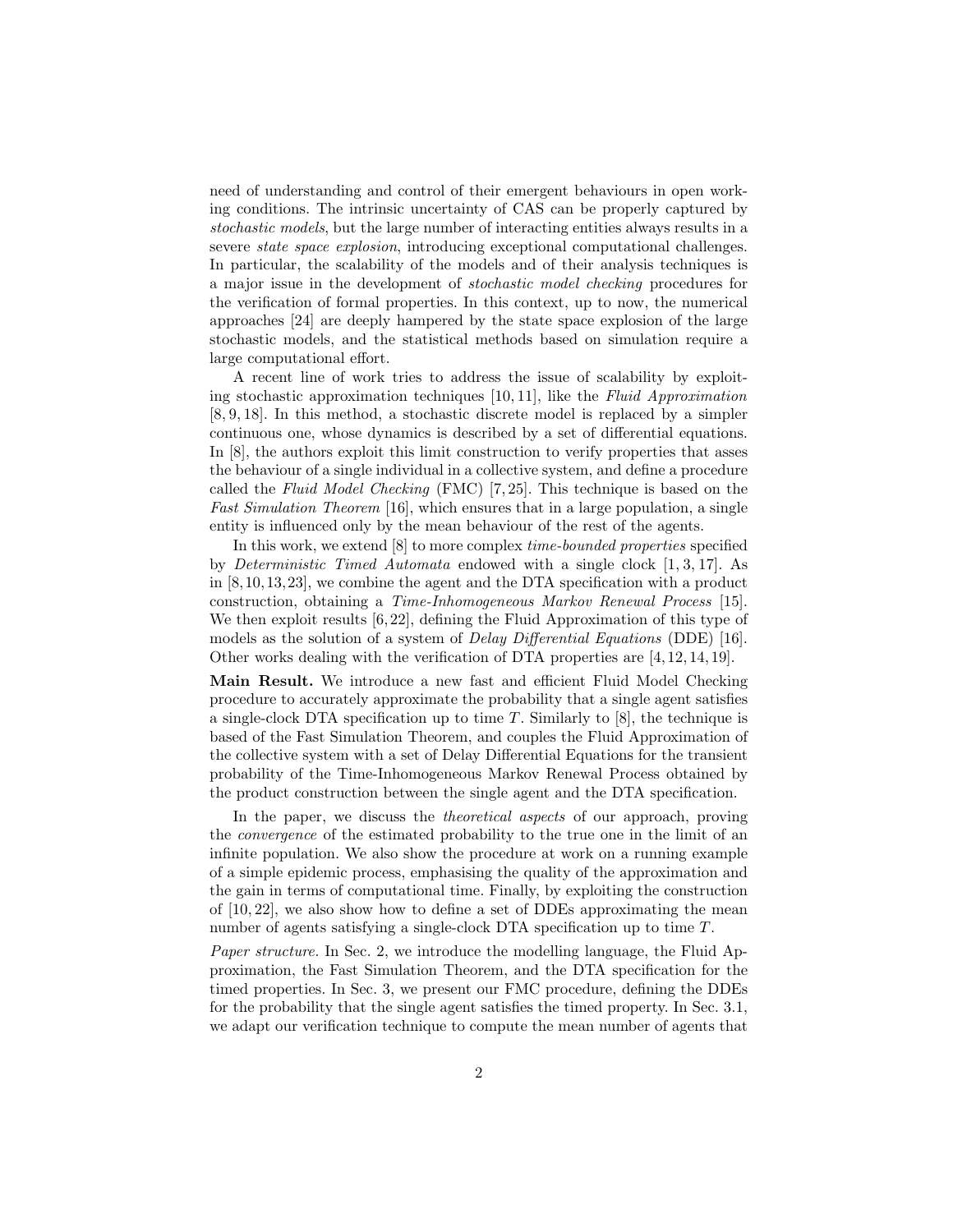need of understanding and control of their emergent behaviours in open working conditions. The intrinsic uncertainty of CAS can be properly captured by *stochastic models*, but the large number of interacting entities always results in a severe *state space explosion*, introducing exceptional computational challenges. In particular, the scalability of the models and of their analysis techniques is a major issue in the development of *stochastic model checking* procedures for the verification of formal properties. In this context, up to now, the numerical approaches [24] are deeply hampered by the state space explosion of the large stochastic models, and the statistical methods based on simulation require a large computational effort.

A recent line of work tries to address the issue of scalability by exploiting stochastic approximation techniques [10, 11], like the *Fluid Approximation* [8, 9, 18]. In this method, a stochastic discrete model is replaced by a simpler continuous one, whose dynamics is described by a set of differential equations. In [8], the authors exploit this limit construction to verify properties that asses the behaviour of a single individual in a collective system, and define a procedure called the *Fluid Model Checking* (FMC) [7, 25]. This technique is based on the *Fast Simulation Theorem* [16], which ensures that in a large population, a single entity is influenced only by the mean behaviour of the rest of the agents.

In this work, we extend [8] to more complex *time-bounded properties* specified by *Deterministic Timed Automata* endowed with a single clock [1, 3, 17]. As in [8, 10, 13, 23], we combine the agent and the DTA specification with a product construction, obtaining a *Time-Inhomogeneous Markov Renewal Process* [15]. We then exploit results [6, 22], defining the Fluid Approximation of this type of models as the solution of a system of *Delay Differential Equations* (DDE) [16]. Other works dealing with the verification of DTA properties are [4, 12, 14, 19].

**Main Result.** We introduce a new fast and efficient Fluid Model Checking procedure to accurately approximate the probability that a single agent satisfies a single-clock DTA specification up to time $T$. Similarly to [8], the technique is based of the Fast Simulation Theorem, and couples the Fluid Approximation of the collective system with a set of Delay Differential Equations for the transient probability of the Time-Inhomogeneous Markov Renewal Process obtained by the product construction between the single agent and the DTA specification.

In the paper, we discuss the *theoretical aspects* of our approach, proving the *convergence* of the estimated probability to the true one in the limit of an infinite population. We also show the procedure at work on a running example of a simple epidemic process, emphasising the quality of the approximation and the gain in terms of computational time. Finally, by exploiting the construction of [10, 22], we also show how to define a set of DDEs approximating the mean number of agents satisfying a single-clock DTA specification up to time $T$.

*Paper structure.* In Sec. 2, we introduce the modelling language, the Fluid Approximation, the Fast Simulation Theorem, and the DTA specification for the timed properties. In Sec. 3, we present our FMC procedure, defining the DDEs for the probability that the single agent satisfies the timed property. In Sec. 3.1, we adapt our verification technique to compute the mean number of agents that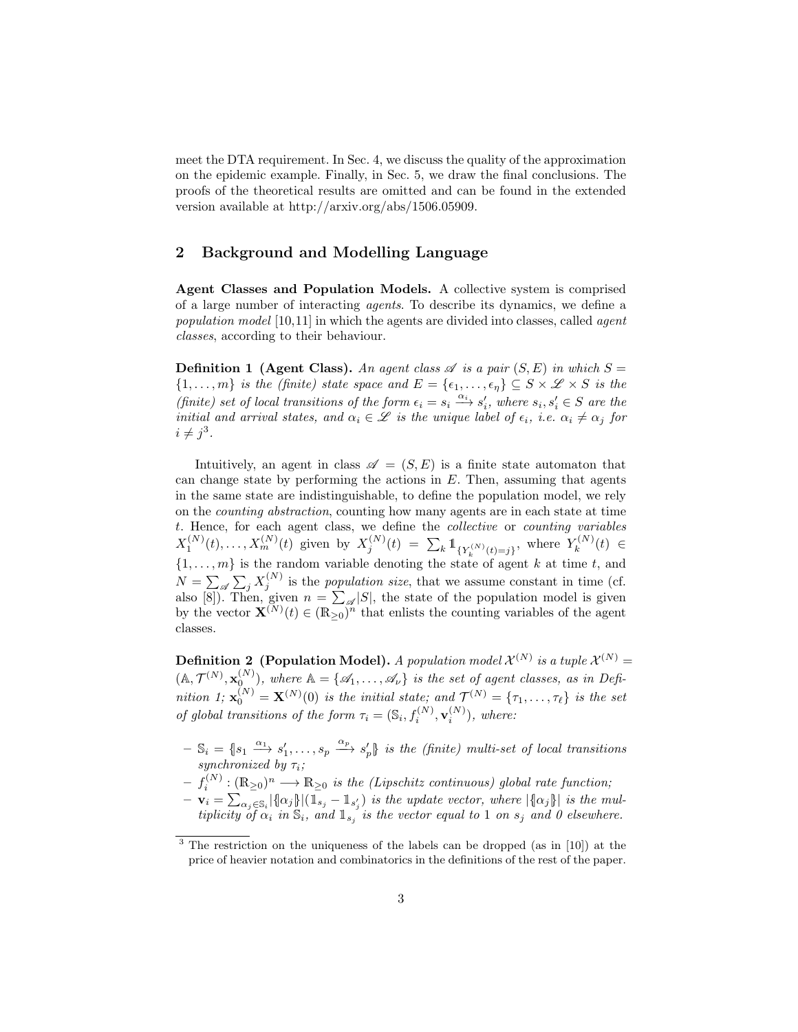meet the DTA requirement. In Sec. 4, we discuss the quality of the approximation on the epidemic example. Finally, in Sec. 5, we draw the final conclusions. The proofs of the theoretical results are omitted and can be found in the extended version available at http://arxiv.org/abs/1506.05909.

## 2 Background and Modelling Language

**Agent Classes and Population Models.** A collective system is comprised of a large number of interacting *agents*. To describe its dynamics, we define a *population model* [10,11] in which the agents are divided into classes, called *agent classes*, according to their behaviour.

**Definition 1 (Agent Class).** *An agent class $\mathscr{A}$ is a pair $(S, E)$ in which $S = \{1, \ldots, m\}$ is the (finite) state space and $E = \{\epsilon_1, \ldots, \epsilon_\eta\} \subseteq S \times \mathscr{L} \times S$ is the (finite) set of local transitions of the form $\epsilon_i = s_i \xrightarrow{\alpha_i} s'_i$, where $s_i, s'_i \in S$ are the initial and arrival states, and $\alpha_i \in \mathscr{L}$ is the unique label of $\epsilon_i$, i.e. $\alpha_i \neq \alpha_j$ for $i \neq j$*[3].

Intuitively, an agent in class $\mathscr{A} = (S, E)$ is a finite state automaton that can change state by performing the actions in $E$. Then, assuming that agents in the same state are indistinguishable, to define the population model, we rely on the *counting abstraction*, counting how many agents are in each state at time $t$. Hence, for each agent class, we define the *collective* or *counting variables* $X_1^{(N)}(t), \ldots, X_m^{(N)}(t)$ given by $X_j^{(N)}(t) = \sum_k \mathbb{1}_{\{Y_k^{(N)}(t)=j\}}$, where $Y_k^{(N)}(t) \in \{1, \ldots, m\}$ is the random variable denoting the state of agent $k$ at time $t$, and $N = \sum_{\mathscr{A}} \sum_j X_j^{(N)}$ is the *population size*, that we assume constant in time (cf. also [8]). Then, given $n = \sum_{\mathscr{A}} |S|$, the state of the population model is given by the vector $\mathbf{X}^{(N)}(t) \in (\mathbb{R}_{\geq 0})^n$ that enlists the counting variables of the agent classes.

**Definition 2 (Population Model).** *A population model $\mathcal{X}^{(N)}$ is a tuple $\mathcal{X}^{(N)} = (\mathbb{A}, \mathcal{T}^{(N)}, \mathbf{x}_0^{(N)})$, where $\mathbb{A} = \{\mathscr{A}_1, \ldots, \mathscr{A}_\nu\}$ is the set of agent classes, as in Definition 1; $\mathbf{x}_0^{(N)} = \mathbf{X}^{(N)}(0)$ is the initial state; and $\mathcal{T}^{(N)} = \{\tau_1, \ldots, \tau_\ell\}$ is the set of global transitions of the form $\tau_i = (\mathbb{S}_i, f_i^{(N)}, \mathbf{v}_i^{(N)})$, where:*

- *$\mathbb{S}_i = \{\!|s_1 \xrightarrow{\alpha_1} s'_1, \ldots, s_p \xrightarrow{\alpha_p} s'_p|\!\}$ is the (finite) multi-set of local transitions synchronized by $\tau_i$;*
- *$f_i^{(N)} : (\mathbb{R}_{\geq 0})^n \longrightarrow \mathbb{R}_{\geq 0}$ is the (Lipschitz continuous) global rate function;*
- *$\mathbf{v}_i = \sum_{\alpha_j \in \mathbb{S}_i} |\{\!|\alpha_j|\!\}| (\mathbb{1}_{s_j} - \mathbb{1}_{s'_j})$ is the update vector, where $|\{\!|\alpha_j|\!\}|$ is the multiplicity of $\alpha_i$ in $\mathbb{S}_i$, and $\mathbb{1}_{s_j}$ is the vector equal to 1 on $s_j$ and 0 elsewhere.*

[3] The restriction on the uniqueness of the labels can be dropped (as in [10]) at the price of heavier notation and combinatorics in the definitions of the rest of the paper.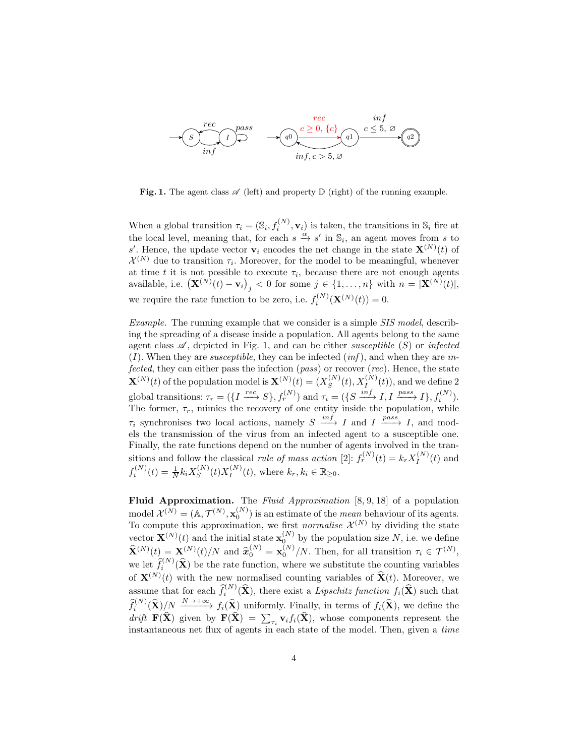**Fig. 1.** The agent class $\mathscr{A}$ (left) and property $\mathbb{D}$ (right) of the running example.

When a global transition $\tau_i = (\mathbb{S}_i, f_i^{(N)}, \mathbf{v}_i)$ is taken, the transitions in $\mathbb{S}_i$ fire at the local level, meaning that, for each $s \xrightarrow{\alpha} s'$ in $\mathbb{S}_i$, an agent moves from $s$ to $s'$. Hence, the update vector $\mathbf{v}_i$ encodes the net change in the state $\mathbf{X}^{(N)}(t)$ of $\mathcal{X}^{(N)}$ due to transition $\tau_i$. Moreover, for the model to be meaningful, whenever at time $t$ it is not possible to execute $\tau_i$, because there are not enough agents available, i.e. $\left(\mathbf{X}^{(N)}(t) - \mathbf{v}_i\right)_j < 0$ for some $j \in \{1, \ldots, n\}$ with $n = |\mathbf{X}^{(N)}(t)|$, we require the rate function to be zero, i.e. $f_i^{(N)}(\mathbf{X}^{(N)}(t)) = 0$.

*Example.* The running example that we consider is a simple *SIS model*, describing the spreading of a disease inside a population. All agents belong to the same agent class $\mathscr{A}$, depicted in Fig. 1, and can be either *susceptible* ($S$) or *infected* ($I$). When they are *susceptible*, they can be infected (*inf*), and when they are *infected*, they can either pass the infection (*pass*) or recover (*rec*). Hence, the state $\mathbf{X}^{(N)}(t)$ of the population model is $\mathbf{X}^{(N)}(t) = (X_S^{(N)}(t), X_I^{(N)}(t))$, and we define 2 global transitions: $\tau_r = (\{I \xrightarrow{rec} S\}, f_r^{(N)})$ and $\tau_i = (\{S \xrightarrow{inf} I, I \xrightarrow{pass} I\}, f_i^{(N)})$. The former, $\tau_r$, mimics the recovery of one entity inside the population, while $\tau_i$ synchronises two local actions, namely $S \xrightarrow{inf} I$ and $I \xrightarrow{pass} I$, and models the transmission of the virus from an infected agent to a susceptible one. Finally, the rate functions depend on the number of agents involved in the transitions and follow the classical *rule of mass action* [2]: $f_r^{(N)}(t) = k_r X_I^{(N)}(t)$ and $f_i^{(N)}(t) = \frac{1}{N} k_i X_S^{(N)}(t) X_I^{(N)}(t)$, where $k_r, k_i \in \mathbb{R}_{\geq 0}$.

**Fluid Approximation.** The *Fluid Approximation* [8, 9, 18] of a population model $\mathcal{X}^{(N)} = (\mathbb{A}, \mathcal{T}^{(N)}, \mathbf{x}_0^{(N)})$ is an estimate of the *mean* behaviour of its agents. To compute this approximation, we first *normalise* $\mathcal{X}^{(N)}$ by dividing the state vector $\mathbf{X}^{(N)}(t)$ and the initial state $\mathbf{x}_0^{(N)}$ by the population size $N$, i.e. we define $\widehat{\mathbf{X}}^{(N)}(t) = \mathbf{X}^{(N)}(t)/N$ and $\widehat{\boldsymbol{x}}_0^{(N)} = \mathbf{x}_0^{(N)}/N$. Then, for all transition $\tau_i \in \mathcal{T}^{(N)}$, we let $\widehat{f}_i^{(N)}(\widehat{\mathbf{X}})$ be the rate function, where we substitute the counting variables of $\mathbf{X}^{(N)}(t)$ with the new normalised counting variables of $\widehat{\mathbf{X}}(t)$. Moreover, we assume that for each $\widehat{f}_i^{(N)}(\widehat{\mathbf{X}})$, there exist a *Lipschitz function* $f_i(\widehat{\mathbf{X}})$ such that $\widehat{f}_i^{(N)}(\widehat{\mathbf{X}})/N \xrightarrow{N \to +\infty} f_i(\widehat{\mathbf{X}})$ uniformly. Finally, in terms of $f_i(\widehat{\mathbf{X}})$, we define the *drift* $\mathbf{F}(\widehat{\mathbf{X}})$ given by $\mathbf{F}(\widehat{\mathbf{X}}) = \sum_{\tau_i} \mathbf{v}_i f_i(\widehat{\mathbf{X}})$, whose components represent the instantaneous net flux of agents in each state of the model. Then, given a *time*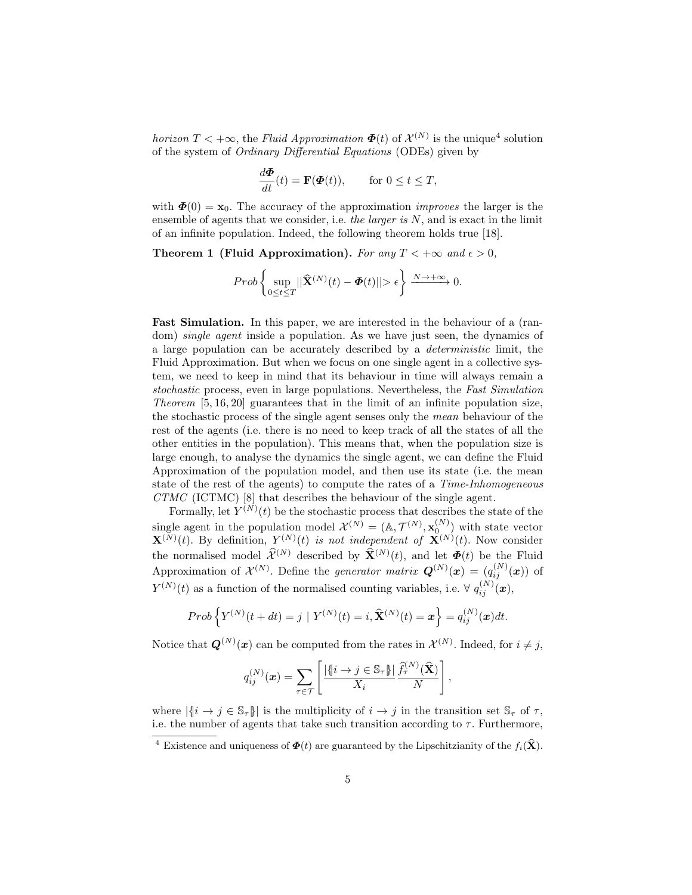*horizon* $T < +\infty$, the *Fluid Approximation* $\boldsymbol{\Phi}(t)$ of $\mathcal{X}^{(N)}$ is the unique[4] solution of the system of *Ordinary Differential Equations* (ODEs) given by

$$\frac{d\boldsymbol{\Phi}}{dt}(t) = \mathbf{F}(\boldsymbol{\Phi}(t)), \qquad \text{for } 0 \leq t \leq T,$$

with $\boldsymbol{\Phi}(0) = \mathbf{x}_0$. The accuracy of the approximation *improves* the larger is the ensemble of agents that we consider, i.e. *the larger is* $N$, and is exact in the limit of an infinite population. Indeed, the following theorem holds true [18].

**Theorem 1 (Fluid Approximation).** *For any* $T < +\infty$ *and* $\epsilon > 0$,

$$Prob\left\{ \sup_{0 \leq t \leq T} ||\widehat{\mathbf{X}}^{(N)}(t) - \boldsymbol{\Phi}(t)|| > \epsilon \right\} \xrightarrow{N \to +\infty} 0.$$

**Fast Simulation.** In this paper, we are interested in the behaviour of a (random) *single agent* inside a population. As we have just seen, the dynamics of a large population can be accurately described by a *deterministic* limit, the Fluid Approximation. But when we focus on one single agent in a collective system, we need to keep in mind that its behaviour in time will always remain a *stochastic* process, even in large populations. Nevertheless, the *Fast Simulation Theorem* [5, 16, 20] guarantees that in the limit of an infinite population size, the stochastic process of the single agent senses only the *mean* behaviour of the rest of the agents (i.e. there is no need to keep track of all the states of all the other entities in the population). This means that, when the population size is large enough, to analyse the dynamics the single agent, we can define the Fluid Approximation of the population model, and then use its state (i.e. the mean state of the rest of the agents) to compute the rates of a *Time-Inhomogeneous CTMC* (ICTMC) [8] that describes the behaviour of the single agent.

Formally, let $Y^{(N)}(t)$ be the stochastic process that describes the state of the single agent in the population model $\mathcal{X}^{(N)} = (\mathbb{A}, \mathcal{T}^{(N)}, \mathbf{x}_0^{(N)})$ with state vector $\mathbf{X}^{(N)}(t)$. By definition, $Y^{(N)}(t)$ *is not independent of* $\mathbf{X}^{(N)}(t)$. Now consider the normalised model $\widehat{\mathcal{X}}^{(N)}$ described by $\widehat{\mathbf{X}}^{(N)}(t)$, and let $\boldsymbol{\Phi}(t)$ be the Fluid Approximation of $\mathcal{X}^{(N)}$. Define the *generator matrix* $\boldsymbol{Q}^{(N)}(\boldsymbol{x}) = (q_{ij}^{(N)}(\boldsymbol{x}))$ of $Y^{(N)}(t)$ as a function of the normalised counting variables, i.e. $\forall\ q_{ij}^{(N)}(\boldsymbol{x})$,

$$Prob\left\{ Y^{(N)}(t+dt) = j \mid Y^{(N)}(t) = i, \widehat{\mathbf{X}}^{(N)}(t) = \boldsymbol{x} \right\} = q_{ij}^{(N)}(\boldsymbol{x})dt.$$

Notice that $\boldsymbol{Q}^{(N)}(\boldsymbol{x})$ can be computed from the rates in $\mathcal{X}^{(N)}$. Indeed, for $i \neq j$,

$$q_{ij}^{(N)}(\boldsymbol{x}) = \sum_{\tau \in \mathcal{T}} \left[ \frac{|\{\!|i \to j \in \mathbb{S}_\tau|\!\}|}{X_i} \frac{\widehat{f}_\tau^{(N)}(\widehat{\mathbf{X}})}{N} \right],$$

where $|\{\!|i \to j \in \mathbb{S}_\tau|\!\}|$ is the multiplicity of $i \to j$ in the transition set $\mathbb{S}_\tau$ of $\tau$, i.e. the number of agents that take such transition according to $\tau$. Furthermore,

[4] Existence and uniqueness of $\boldsymbol{\Phi}(t)$ are guaranteed by the Lipschitzianity of the $f_i(\widehat{\mathbf{X}})$.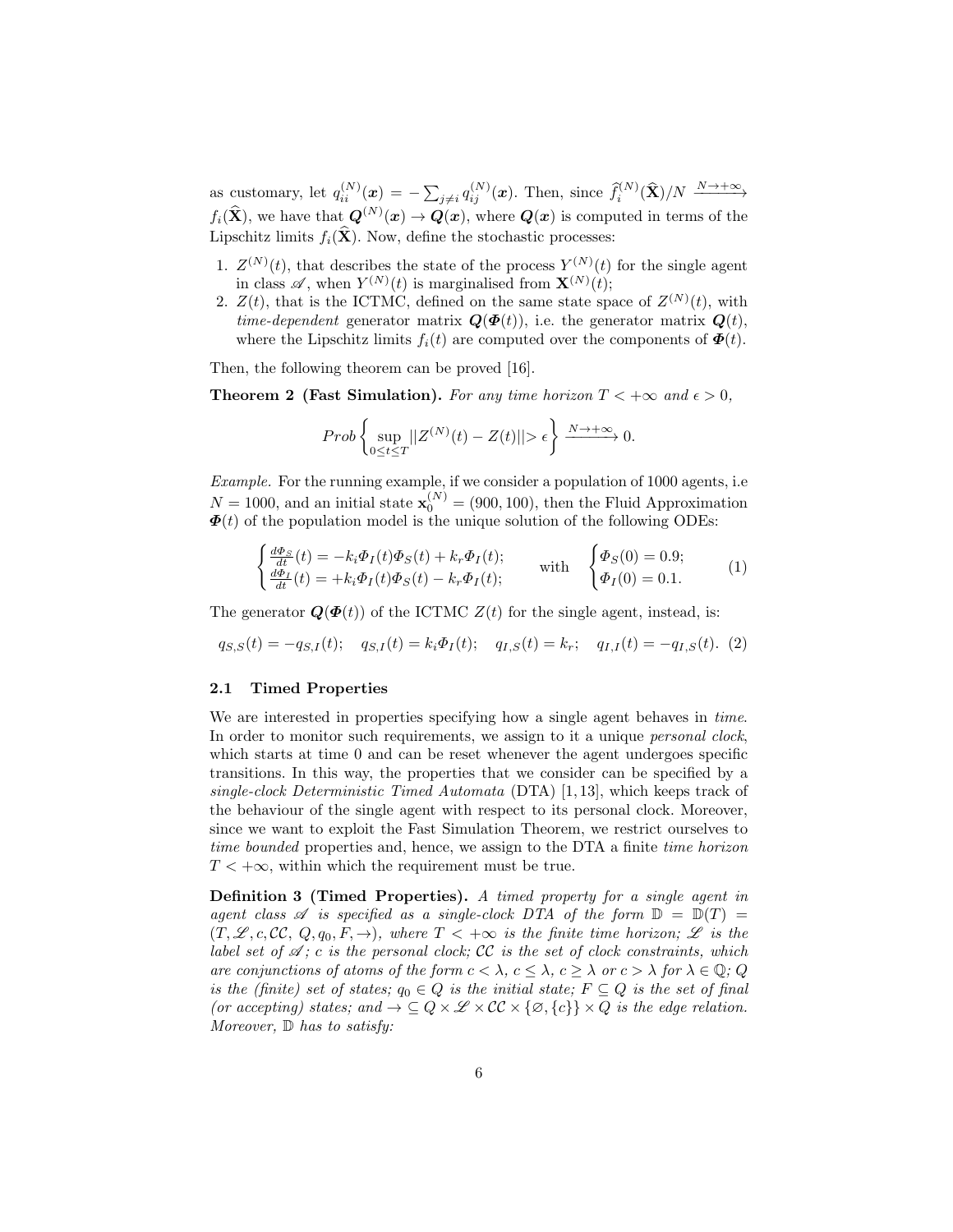as customary, let $q_{ii}^{(N)}(\boldsymbol{x}) = -\sum_{j \neq i} q_{ij}^{(N)}(\boldsymbol{x})$. Then, since $\widehat{f}_i^{(N)}(\widehat{\mathbf{X}})/N \xrightarrow{N \to +\infty} f_i(\widehat{\mathbf{X}})$, we have that $\boldsymbol{Q}^{(N)}(\boldsymbol{x}) \to \boldsymbol{Q}(\boldsymbol{x})$, where $\boldsymbol{Q}(\boldsymbol{x})$ is computed in terms of the Lipschitz limits $f_i(\widehat{\mathbf{X}})$. Now, define the stochastic processes:

1. $Z^{(N)}(t)$, that describes the state of the process $Y^{(N)}(t)$ for the single agent in class $\mathscr{A}$, when $Y^{(N)}(t)$ is marginalised from $\mathbf{X}^{(N)}(t)$;
2. $Z(t)$, that is the ICTMC, defined on the same state space of $Z^{(N)}(t)$, with *time-dependent* generator matrix $\boldsymbol{Q}(\boldsymbol{\Phi}(t))$, i.e. the generator matrix $\boldsymbol{Q}(t)$, where the Lipschitz limits $f_i(t)$ are computed over the components of $\boldsymbol{\Phi}(t)$.

Then, the following theorem can be proved [16].

**Theorem 2 (Fast Simulation).** *For any time horizon $T < +\infty$ and $\epsilon > 0$,*

$$Prob\left\{ \sup_{0 \leq t \leq T} ||Z^{(N)}(t) - Z(t)|| > \epsilon \right\} \xrightarrow{N \to +\infty} 0.$$

*Example.* For the running example, if we consider a population of 1000 agents, i.e $N = 1000$, and an initial state $\mathbf{x}_0^{(N)} = (900, 100)$, then the Fluid Approximation $\boldsymbol{\Phi}(t)$ of the population model is the unique solution of the following ODEs:

$$\begin{cases} \frac{d\Phi_S}{dt}(t) = -k_i \Phi_I(t)\Phi_S(t) + k_r \Phi_I(t); \\ \frac{d\Phi_I}{dt}(t) = +k_i \Phi_I(t)\Phi_S(t) - k_r \Phi_I(t); \end{cases} \quad \text{with} \quad \begin{cases} \Phi_S(0) = 0.9; \\ \Phi_I(0) = 0.1. \end{cases} \tag{1}$$

The generator $\boldsymbol{Q}(\boldsymbol{\Phi}(t))$ of the ICTMC $Z(t)$ for the single agent, instead, is:

$$q_{S,S}(t) = -q_{S,I}(t); \quad q_{S,I}(t) = k_i \Phi_I(t); \quad q_{I,S}(t) = k_r; \quad q_{I,I}(t) = -q_{I,S}(t). \tag{2}$$

### 2.1 Timed Properties

We are interested in properties specifying how a single agent behaves in *time*. In order to monitor such requirements, we assign to it a unique *personal clock*, which starts at time 0 and can be reset whenever the agent undergoes specific transitions. In this way, the properties that we consider can be specified by a *single-clock Deterministic Timed Automata* (DTA) [1, 13], which keeps track of the behaviour of the single agent with respect to its personal clock. Moreover, since we want to exploit the Fast Simulation Theorem, we restrict ourselves to *time bounded* properties and, hence, we assign to the DTA a finite *time horizon* $T < +\infty$, within which the requirement must be true.

**Definition 3 (Timed Properties).** *A timed property for a single agent in agent class $\mathscr{A}$ is specified as a single-clock DTA of the form $\mathbb{D} = \mathbb{D}(T) = (T, \mathscr{L}, c, \mathcal{CC}, Q, q_0, F, \rightarrow)$, where $T < +\infty$ is the finite time horizon; $\mathscr{L}$ is the label set of $\mathscr{A}$; $c$ is the personal clock; $\mathcal{CC}$ is the set of clock constraints, which are conjunctions of atoms of the form $c < \lambda$, $c \leq \lambda$, $c \geq \lambda$ or $c > \lambda$ for $\lambda \in \mathbb{Q}$; $Q$ is the (finite) set of states; $q_0 \in Q$ is the initial state; $F \subseteq Q$ is the set of final (or accepting) states; and $\rightarrow \subseteq Q \times \mathscr{L} \times \mathcal{CC} \times \{\varnothing, \{c\}\} \times Q$ is the edge relation. Moreover, $\mathbb{D}$ has to satisfy:*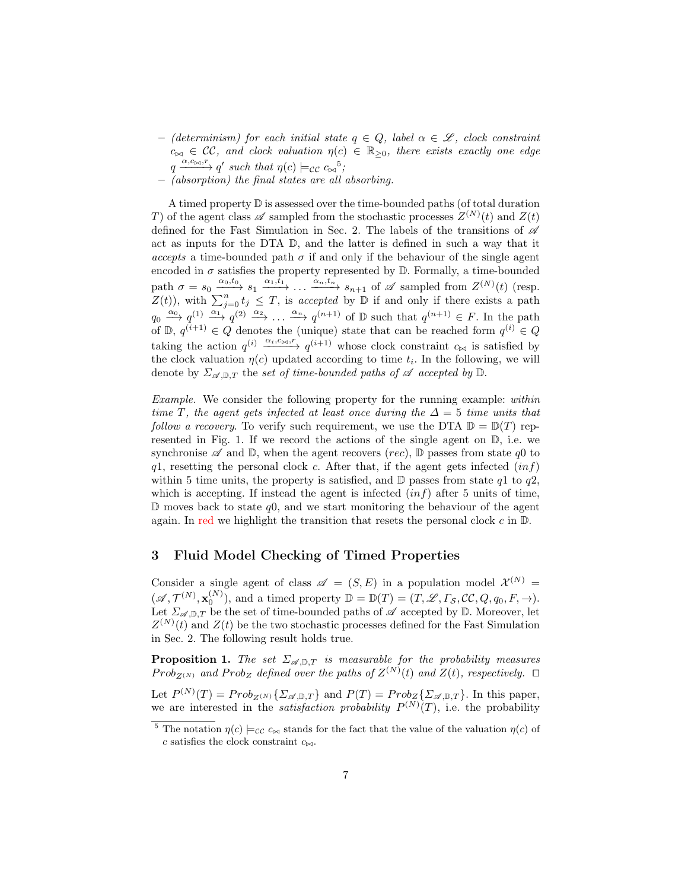– *(determinism) for each initial state $q \in Q$, label $\alpha \in \mathscr{L}$, clock constraint $c_{\bowtie} \in \mathcal{CC}$, and clock valuation $\eta(c) \in \mathbb{R}_{\geq 0}$, there exists exactly one edge $q \xrightarrow{\alpha, c_{\bowtie}, r} q'$ such that $\eta(c) \models_{\mathcal{CC}} c_{\bowtie}$*[5]*;*
– *(absorption) the final states are all absorbing.*

A timed property $\mathbb{D}$ is assessed over the time-bounded paths (of total duration $T$) of the agent class $\mathscr{A}$ sampled from the stochastic processes $Z^{(N)}(t)$ and $Z(t)$ defined for the Fast Simulation in Sec. 2. The labels of the transitions of $\mathscr{A}$ act as inputs for the DTA $\mathbb{D}$, and the latter is defined in such a way that it *accepts* a time-bounded path $\sigma$ if and only if the behaviour of the single agent encoded in $\sigma$ satisfies the property represented by $\mathbb{D}$. Formally, a time-bounded path $\sigma = s_0 \xrightarrow{\alpha_0, t_0} s_1 \xrightarrow{\alpha_1, t_1} \ldots \xrightarrow{\alpha_n, t_n} s_{n+1}$ of $\mathscr{A}$ sampled from $Z^{(N)}(t)$ (resp. $Z(t)$), with $\sum_{j=0}^{n} t_j \leq T$, is *accepted* by $\mathbb{D}$ if and only if there exists a path $q_0 \xrightarrow{\alpha_0} q^{(1)} \xrightarrow{\alpha_1} q^{(2)} \xrightarrow{\alpha_2} \ldots \xrightarrow{\alpha_n} q^{(n+1)}$ of $\mathbb{D}$ such that $q^{(n+1)} \in F$. In the path of $\mathbb{D}$, $q^{(i+1)} \in Q$ denotes the (unique) state that can be reached form $q^{(i)} \in Q$ taking the action $q^{(i)} \xrightarrow{\alpha_i, c_{\bowtie}, r} q^{(i+1)}$ whose clock constraint $c_{\bowtie}$ is satisfied by the clock valuation $\eta(c)$ updated according to time $t_i$. In the following, we will denote by $\Sigma_{\mathscr{A},\mathbb{D},T}$ the *set of time-bounded paths of $\mathscr{A}$ accepted by $\mathbb{D}$*.

*Example.* We consider the following property for the running example: *within time $T$, the agent gets infected at least once during the $\Delta = 5$ time units that follow a recovery.* To verify such requirement, we use the DTA $\mathbb{D} = \mathbb{D}(T)$ represented in Fig. 1. If we record the actions of the single agent on $\mathbb{D}$, i.e. we synchronise $\mathscr{A}$ and $\mathbb{D}$, when the agent recovers ($rec$), $\mathbb{D}$ passes from state $q0$ to $q1$, resetting the personal clock $c$. After that, if the agent gets infected ($inf$) within 5 time units, the property is satisfied, and $\mathbb{D}$ passes from state $q1$ to $q2$, which is accepting. If instead the agent is infected ($inf$) after 5 units of time, $\mathbb{D}$ moves back to state $q0$, and we start monitoring the behaviour of the agent again. In red we highlight the transition that resets the personal clock $c$ in $\mathbb{D}$.

## 3 Fluid Model Checking of Timed Properties

Consider a single agent of class $\mathscr{A} = (S, E)$ in a population model $\mathcal{X}^{(N)} = (\mathscr{A}, \mathcal{T}^{(N)}, \mathbf{x}_0^{(N)})$, and a timed property $\mathbb{D} = \mathbb{D}(T) = (T, \mathscr{L}, \Gamma_{\mathcal{S}}, \mathcal{CC}, Q, q_0, F, \rightarrow)$. Let $\Sigma_{\mathscr{A},\mathbb{D},T}$ be the set of time-bounded paths of $\mathscr{A}$ accepted by $\mathbb{D}$. Moreover, let $Z^{(N)}(t)$ and $Z(t)$ be the two stochastic processes defined for the Fast Simulation in Sec. 2. The following result holds true.

**Proposition 1.** *The set $\Sigma_{\mathscr{A},\mathbb{D},T}$ is measurable for the probability measures $Prob_{Z^{(N)}}$ and $Prob_Z$ defined over the paths of $Z^{(N)}(t)$ and $Z(t)$, respectively.* □

Let $P^{(N)}(T) = Prob_{Z^{(N)}}\{\Sigma_{\mathscr{A},\mathbb{D},T}\}$ and $P(T) = Prob_Z\{\Sigma_{\mathscr{A},\mathbb{D},T}\}$. In this paper, we are interested in the *satisfaction probability* $P^{(N)}(T)$, i.e. the probability

[5] The notation $\eta(c) \models_{\mathcal{CC}} c_{\bowtie}$ stands for the fact that the value of the valuation $\eta(c)$ of $c$ satisfies the clock constraint $c_{\bowtie}$.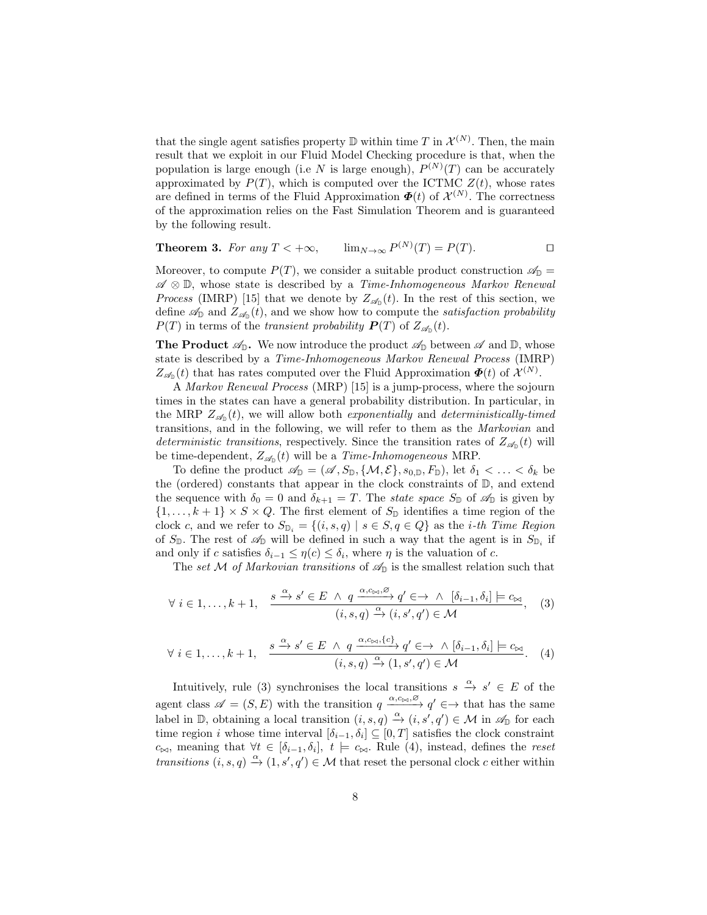that the single agent satisfies property $\mathbb{D}$ within time $T$ in $\mathcal{X}^{(N)}$. Then, the main result that we exploit in our Fluid Model Checking procedure is that, when the population is large enough (i.e $N$ is large enough), $P^{(N)}(T)$ can be accurately approximated by $P(T)$, which is computed over the ICTMC $Z(t)$, whose rates are defined in terms of the Fluid Approximation $\boldsymbol{\Phi}(t)$ of $\mathcal{X}^{(N)}$. The correctness of the approximation relies on the Fast Simulation Theorem and is guaranteed by the following result.

**Theorem 3.** *For any $T < +\infty$,* $\quad \lim_{N\to\infty} P^{(N)}(T) = P(T)$. □

Moreover, to compute $P(T)$, we consider a suitable product construction $\mathscr{A}_{\mathbb{D}} = \mathscr{A} \otimes \mathbb{D}$, whose state is described by a *Time-Inhomogeneous Markov Renewal Process* (IMRP) [15] that we denote by $Z_{\mathscr{A}_{\mathbb{D}}}(t)$. In the rest of this section, we define $\mathscr{A}_{\mathbb{D}}$ and $Z_{\mathscr{A}_{\mathbb{D}}}(t)$, and we show how to compute the *satisfaction probability* $P(T)$ in terms of the *transient probability* $\boldsymbol{P}(T)$ of $Z_{\mathscr{A}_{\mathbb{D}}}(t)$.

**The Product $\mathscr{A}_{\mathbb{D}}$.** We now introduce the product $\mathscr{A}_{\mathbb{D}}$ between $\mathscr{A}$ and $\mathbb{D}$, whose state is described by a *Time-Inhomogeneous Markov Renewal Process* (IMRP) $Z_{\mathscr{A}_{\mathbb{D}}}(t)$ that has rates computed over the Fluid Approximation $\boldsymbol{\Phi}(t)$ of $\mathcal{X}^{(N)}$.

A *Markov Renewal Process* (MRP) [15] is a jump-process, where the sojourn times in the states can have a general probability distribution. In particular, in the MRP $Z_{\mathscr{A}_{\mathbb{D}}}(t)$, we will allow both *exponentially* and *deterministically-timed* transitions, and in the following, we will refer to them as the *Markovian* and *deterministic transitions*, respectively. Since the transition rates of $Z_{\mathscr{A}_{\mathbb{D}}}(t)$ will be time-dependent, $Z_{\mathscr{A}_{\mathbb{D}}}(t)$ will be a *Time-Inhomogeneous* MRP.

To define the product $\mathscr{A}_{\mathbb{D}} = (\mathscr{A}, S_{\mathbb{D}}, \{\mathcal{M}, \mathcal{E}\}, s_{0,\mathbb{D}}, F_{\mathbb{D}})$, let $\delta_1 < \ldots < \delta_k$ be the (ordered) constants that appear in the clock constraints of $\mathbb{D}$, and extend the sequence with $\delta_0 = 0$ and $\delta_{k+1} = T$. The *state space* $S_{\mathbb{D}}$ of $\mathscr{A}_{\mathbb{D}}$ is given by $\{1, \ldots, k+1\} \times S \times Q$. The first element of $S_{\mathbb{D}}$ identifies a time region of the clock $c$, and we refer to $S_{\mathbb{D}_i} = \{(i, s, q) \mid s \in S, q \in Q\}$ as the *i-th Time Region* of $S_{\mathbb{D}}$. The rest of $\mathscr{A}_{\mathbb{D}}$ will be defined in such a way that the agent is in $S_{\mathbb{D}_i}$ if and only if $c$ satisfies $\delta_{i-1} \le \eta(c) \le \delta_i$, where $\eta$ is the valuation of $c$.

The *set $\mathcal{M}$ of Markovian transitions* of $\mathscr{A}_{\mathbb{D}}$ is the smallest relation such that

$$\forall\ i \in 1, \ldots, k+1, \quad \frac{s \xrightarrow{\alpha} s' \in E \ \wedge \ q \xrightarrow{\alpha, c_{\bowtie}, \varnothing} q' \in \rightarrow \ \wedge \ [\delta_{i-1}, \delta_i] \models c_{\bowtie}}{(i, s, q) \xrightarrow{\alpha} (i, s', q') \in \mathcal{M}}, \quad (3)$$

$$\forall\ i \in 1, \ldots, k+1, \quad \frac{s \xrightarrow{\alpha} s' \in E \ \wedge \ q \xrightarrow{\alpha, c_{\bowtie}, \{c\}} q' \in \rightarrow \ \wedge [\delta_{i-1}, \delta_i] \models c_{\bowtie}}{(i, s, q) \xrightarrow{\alpha} (1, s', q') \in \mathcal{M}}. \quad (4)$$

Intuitively, rule (3) synchronises the local transitions $s \xrightarrow{\alpha} s' \in E$ of the agent class $\mathscr{A} = (S, E)$ with the transition $q \xrightarrow{\alpha, c_{\bowtie}, \varnothing} q' \in \rightarrow$ that has the same label in $\mathbb{D}$, obtaining a local transition $(i, s, q) \xrightarrow{\alpha} (i, s', q') \in \mathcal{M}$ in $\mathscr{A}_{\mathbb{D}}$ for each time region $i$ whose time interval $[\delta_{i-1}, \delta_i] \subseteq [0, T]$ satisfies the clock constraint $c_{\bowtie}$, meaning that $\forall t \in [\delta_{i-1}, \delta_i],\ t \models c_{\bowtie}$. Rule (4), instead, defines the *reset transitions* $(i, s, q) \xrightarrow{\alpha} (1, s', q') \in \mathcal{M}$ that reset the personal clock $c$ either within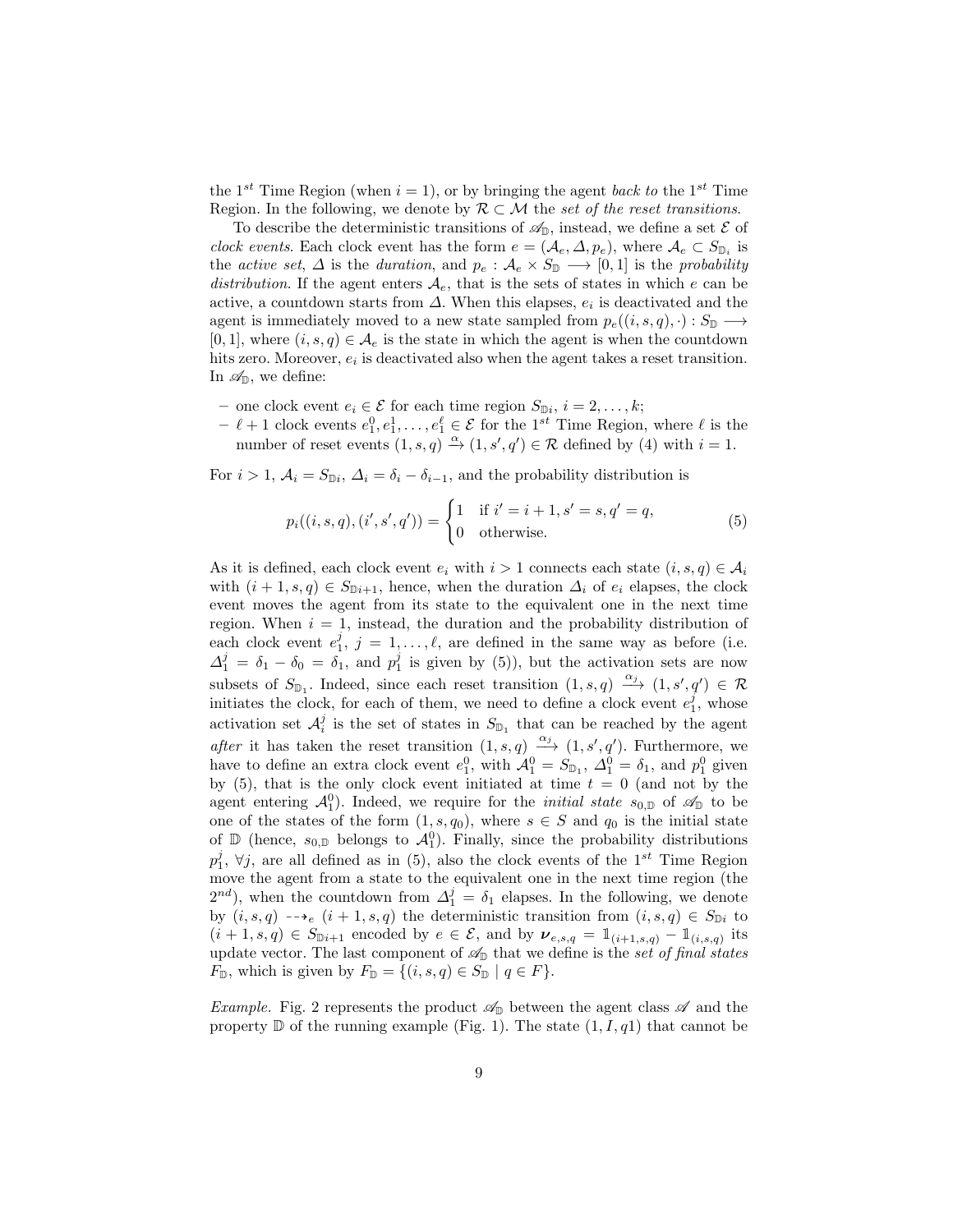the $1^{st}$ Time Region (when $i = 1$), or by bringing the agent *back to* the $1^{st}$ Time Region. In the following, we denote by $\mathcal{R} \subset \mathcal{M}$ the *set of the reset transitions*.

To describe the deterministic transitions of $\mathscr{A}_{\mathbb{D}}$, instead, we define a set $\mathcal{E}$ of *clock events*. Each clock event has the form $e = (\mathcal{A}_e, \Delta, p_e)$, where $\mathcal{A}_e \subset S_{\mathbb{D}_i}$ is the *active set*, $\Delta$ is the *duration*, and $p_e : \mathcal{A}_e \times S_{\mathbb{D}} \longrightarrow [0,1]$ is the *probability distribution*. If the agent enters $\mathcal{A}_e$, that is the sets of states in which $e$ can be active, a countdown starts from $\Delta$. When this elapses, $e_i$ is deactivated and the agent is immediately moved to a new state sampled from $p_e((i,s,q),\cdot) : S_{\mathbb{D}} \longrightarrow [0,1]$, where $(i,s,q) \in \mathcal{A}_e$ is the state in which the agent is when the countdown hits zero. Moreover, $e_i$ is deactivated also when the agent takes a reset transition. In $\mathscr{A}_{\mathbb{D}}$, we define:

- one clock event $e_i \in \mathcal{E}$ for each time region $S_{\mathbb{D}i}$, $i = 2, \ldots, k$;
- $\ell + 1$ clock events $e_1^0, e_1^1, \ldots, e_1^\ell \in \mathcal{E}$ for the $1^{st}$ Time Region, where $\ell$ is the number of reset events $(1,s,q) \xrightarrow{\alpha} (1,s',q') \in \mathcal{R}$ defined by (4) with $i = 1$.

For $i > 1$, $\mathcal{A}_i = S_{\mathbb{D}i}$, $\Delta_i = \delta_i - \delta_{i-1}$, and the probability distribution is

$$p_i((i,s,q),(i',s',q')) = \begin{cases} 1 & \text{if } i' = i+1, s' = s, q' = q, \\ 0 & \text{otherwise.} \end{cases} \tag{5}$$

As it is defined, each clock event $e_i$ with $i > 1$ connects each state $(i,s,q) \in \mathcal{A}_i$ with $(i+1,s,q) \in S_{\mathbb{D}i+1}$, hence, when the duration $\Delta_i$ of $e_i$ elapses, the clock event moves the agent from its state to the equivalent one in the next time region. When $i = 1$, instead, the duration and the probability distribution of each clock event $e_1^j$, $j = 1, \ldots, \ell$, are defined in the same way as before (i.e. $\Delta_1^j = \delta_1 - \delta_0 = \delta_1$, and $p_1^j$ is given by (5)), but the activation sets are now subsets of $S_{\mathbb{D}_1}$. Indeed, since each reset transition $(1,s,q) \xrightarrow{\alpha_j} (1,s',q') \in \mathcal{R}$ initiates the clock, for each of them, we need to define a clock event $e_1^j$, whose activation set $\mathcal{A}_i^j$ is the set of states in $S_{\mathbb{D}_1}$ that can be reached by the agent *after* it has taken the reset transition $(1,s,q) \xrightarrow{\alpha_j} (1,s',q')$. Furthermore, we have to define an extra clock event $e_1^0$, with $\mathcal{A}_1^0 = S_{\mathbb{D}_1}$, $\Delta_1^0 = \delta_1$, and $p_1^0$ given by (5), that is the only clock event initiated at time $t = 0$ (and not by the agent entering $\mathcal{A}_1^0$). Indeed, we require for the *initial state* $s_{0,\mathbb{D}}$ of $\mathscr{A}_{\mathbb{D}}$ to be one of the states of the form $(1,s,q_0)$, where $s \in S$ and $q_0$ is the initial state of $\mathbb{D}$ (hence, $s_{0,\mathbb{D}}$ belongs to $\mathcal{A}_1^0$). Finally, since the probability distributions $p_1^j$, $\forall j$, are all defined as in (5), also the clock events of the $1^{st}$ Time Region move the agent from a state to the equivalent one in the next time region (the $2^{nd}$), when the countdown from $\Delta_1^j = \delta_1$ elapses. In the following, we denote by $(i,s,q) \dashrightarrow_e (i+1,s,q)$ the deterministic transition from $(i,s,q) \in S_{\mathbb{D}i}$ to $(i+1,s,q) \in S_{\mathbb{D}i+1}$ encoded by $e \in \mathcal{E}$, and by $\boldsymbol{\nu}_{e,s,q} = \mathbb{1}_{(i+1,s,q)} - \mathbb{1}_{(i,s,q)}$ its update vector. The last component of $\mathscr{A}_{\mathbb{D}}$ that we define is the *set of final states* $F_{\mathbb{D}}$, which is given by $F_{\mathbb{D}} = \{(i,s,q) \in S_{\mathbb{D}} \mid q \in F\}$.

*Example.* Fig. 2 represents the product $\mathscr{A}_{\mathbb{D}}$ between the agent class $\mathscr{A}$ and the property $\mathbb{D}$ of the running example (Fig. 1). The state $(1, I, q1)$ that cannot be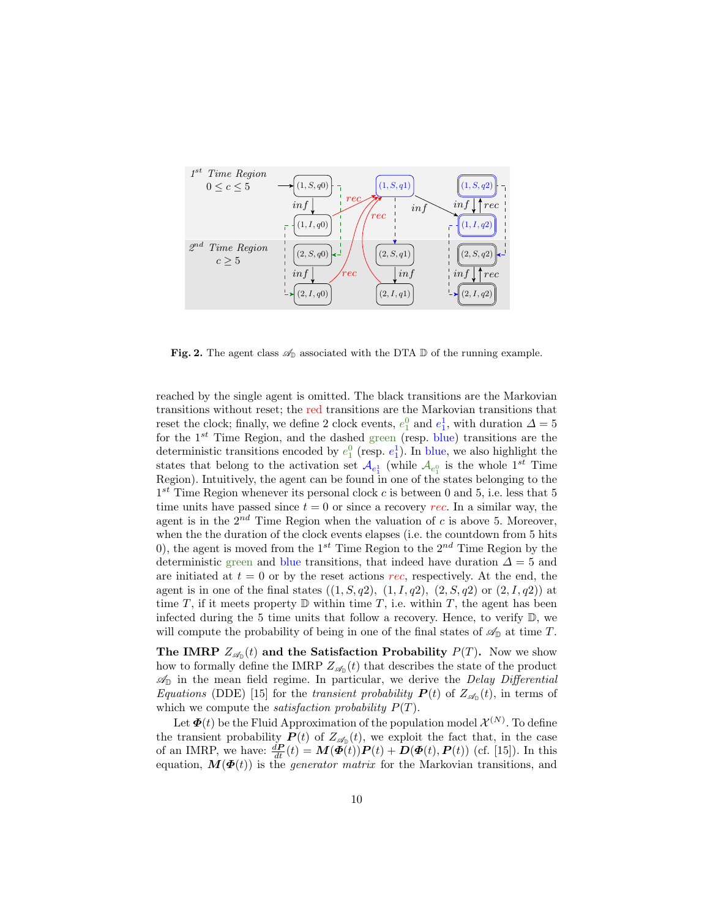**Fig. 2.** The agent class $\mathscr{A}_{\mathbb{D}}$ associated with the DTA $\mathbb{D}$ of the running example.

reached by the single agent is omitted. The black transitions are the Markovian transitions without reset; the red transitions are the Markovian transitions that reset the clock; finally, we define 2 clock events, $e_1^0$ and $e_1^1$, with duration $\Delta = 5$ for the $1^{st}$ Time Region, and the dashed green (resp. blue) transitions are the deterministic transitions encoded by $e_1^0$ (resp. $e_1^1$). In blue, we also highlight the states that belong to the activation set $\mathcal{A}_{e_1^1}$ (while $\mathcal{A}_{e_1^0}$ is the whole $1^{st}$ Time Region). Intuitively, the agent can be found in one of the states belonging to the $1^{st}$ Time Region whenever its personal clock $c$ is between 0 and 5, i.e. less that 5 time units have passed since $t = 0$ or since a recovery *rec*. In a similar way, the agent is in the $2^{nd}$ Time Region when the valuation of $c$ is above 5. Moreover, when the the duration of the clock events elapses (i.e. the countdown from 5 hits 0), the agent is moved from the $1^{st}$ Time Region to the $2^{nd}$ Time Region by the deterministic green and blue transitions, that indeed have duration $\Delta = 5$ and are initiated at $t = 0$ or by the reset actions *rec*, respectively. At the end, the agent is in one of the final states ($(1, S, q2)$, $(1, I, q2)$, $(2, S, q2)$ or $(2, I, q2)$) at time $T$, if it meets property $\mathbb{D}$ within time $T$, i.e. within $T$, the agent has been infected during the 5 time units that follow a recovery. Hence, to verify $\mathbb{D}$, we will compute the probability of being in one of the final states of $\mathscr{A}_{\mathbb{D}}$ at time $T$.

**The IMRP $Z_{\mathscr{A}_{\mathbb{D}}}(t)$ and the Satisfaction Probability $P(T)$.** Now we show how to formally define the IMRP $Z_{\mathscr{A}_{\mathbb{D}}}(t)$ that describes the state of the product $\mathscr{A}_{\mathbb{D}}$ in the mean field regime. In particular, we derive the *Delay Differential Equations* (DDE) [15] for the *transient probability* $\boldsymbol{P}(t)$ of $Z_{\mathscr{A}_{\mathbb{D}}}(t)$, in terms of which we compute the *satisfaction probability* $P(T)$.

Let $\boldsymbol{\Phi}(t)$ be the Fluid Approximation of the population model $\mathcal{X}^{(N)}$. To define the transient probability $\boldsymbol{P}(t)$ of $Z_{\mathscr{A}_{\mathbb{D}}}(t)$, we exploit the fact that, in the case of an IMRP, we have: $\frac{d\boldsymbol{P}}{dt}(t) = \boldsymbol{M}(\boldsymbol{\Phi}(t))\boldsymbol{P}(t) + \boldsymbol{D}(\boldsymbol{\Phi}(t), \boldsymbol{P}(t))$ (cf. [15]). In this equation, $\boldsymbol{M}(\boldsymbol{\Phi}(t))$ is the *generator matrix* for the Markovian transitions, and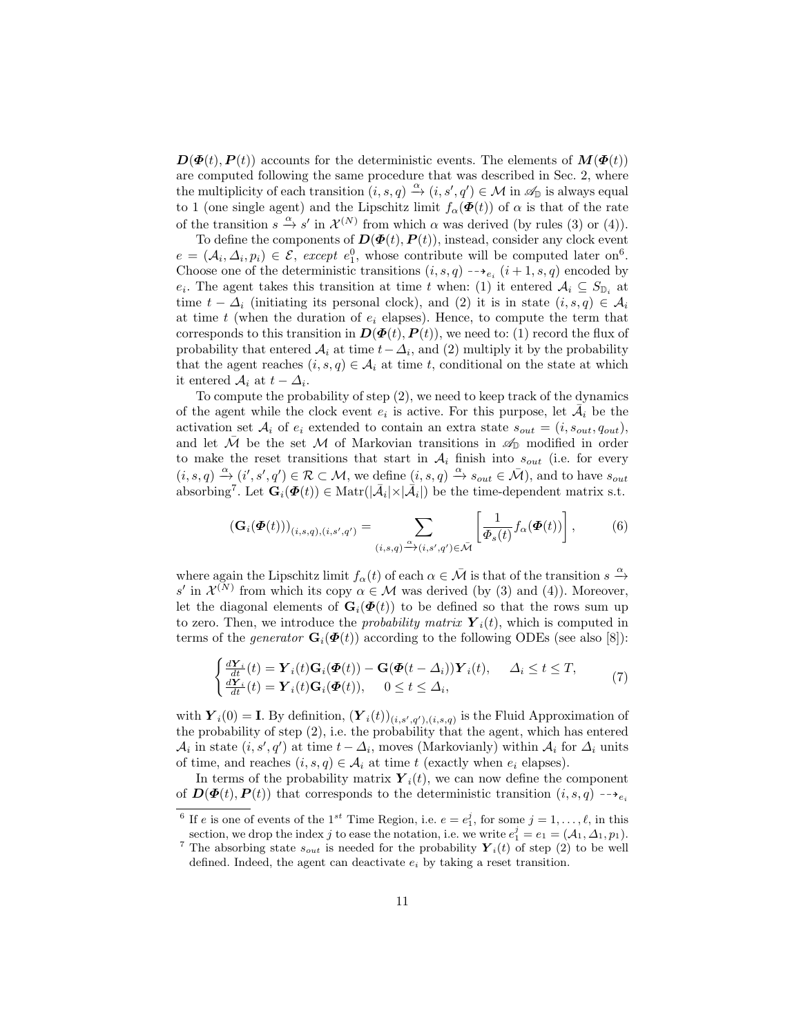$\boldsymbol{D}(\boldsymbol{\Phi}(t), \boldsymbol{P}(t))$ accounts for the deterministic events. The elements of $\boldsymbol{M}(\boldsymbol{\Phi}(t))$ are computed following the same procedure that was described in Sec. 2, where the multiplicity of each transition $(i, s, q) \xrightarrow{\alpha} (i, s', q') \in \mathcal{M}$ in $\mathscr{A}_{\mathbb{D}}$ is always equal to 1 (one single agent) and the Lipschitz limit $f_\alpha(\boldsymbol{\Phi}(t))$ of $\alpha$ is that of the rate of the transition $s \xrightarrow{\alpha} s'$ in $\mathcal{X}^{(N)}$ from which $\alpha$ was derived (by rules (3) or (4)).

To define the components of $\boldsymbol{D}(\boldsymbol{\Phi}(t), \boldsymbol{P}(t))$, instead, consider any clock event $e = (\mathcal{A}_i, \Delta_i, p_i) \in \mathcal{E}$, *except* $e_1^0$, whose contribute will be computed later on[6]. Choose one of the deterministic transitions $(i, s, q) \dashrightarrow_{e_i} (i+1, s, q)$ encoded by $e_i$. The agent takes this transition at time $t$ when: (1) it entered $\mathcal{A}_i \subseteq S_{\mathbb{D}_i}$ at time $t - \Delta_i$ (initiating its personal clock), and (2) it is in state $(i, s, q) \in \mathcal{A}_i$ at time $t$ (when the duration of $e_i$ elapses). Hence, to compute the term that corresponds to this transition in $\boldsymbol{D}(\boldsymbol{\Phi}(t), \boldsymbol{P}(t))$, we need to: (1) record the flux of probability that entered $\mathcal{A}_i$ at time $t - \Delta_i$, and (2) multiply it by the probability that the agent reaches $(i, s, q) \in \mathcal{A}_i$ at time $t$, conditional on the state at which it entered $\mathcal{A}_i$ at $t - \Delta_i$.

To compute the probability of step (2), we need to keep track of the dynamics of the agent while the clock event $e_i$ is active. For this purpose, let $\bar{\mathcal{A}}_i$ be the activation set $\mathcal{A}_i$ of $e_i$ extended to contain an extra state $s_{out} = (i, s_{out}, q_{out})$, and let $\bar{\mathcal{M}}$ be the set $\mathcal{M}$ of Markovian transitions in $\mathscr{A}_{\mathbb{D}}$ modified in order to make the reset transitions that start in $\mathcal{A}_i$ finish into $s_{out}$ (i.e. for every $(i, s, q) \xrightarrow{\alpha} (i', s', q') \in \mathcal{R} \subset \mathcal{M}$, we define $(i, s, q) \xrightarrow{\alpha} s_{out} \in \bar{\mathcal{M}}$), and to have $s_{out}$ absorbing[7]. Let $\mathbf{G}_i(\boldsymbol{\Phi}(t)) \in \mathrm{Matr}(|\bar{\mathcal{A}}_i| \times |\bar{\mathcal{A}}_i|)$ be the time-dependent matrix s.t.

$$(\mathbf{G}_i(\boldsymbol{\Phi}(t)))_{(i,s,q),(i,s',q')} = \sum_{(i,s,q) \xrightarrow{\alpha} (i,s',q') \in \bar{\mathcal{M}}} \left[ \frac{1}{\Phi_s(t)} f_\alpha(\boldsymbol{\Phi}(t)) \right], \tag{6}$$

where again the Lipschitz limit $f_\alpha(t)$ of each $\alpha \in \bar{\mathcal{M}}$ is that of the transition $s \xrightarrow{\alpha} s'$ in $\mathcal{X}^{(N)}$ from which its copy $\alpha \in \mathcal{M}$ was derived (by (3) and (4)). Moreover, let the diagonal elements of $\mathbf{G}_i(\boldsymbol{\Phi}(t))$ to be defined so that the rows sum up to zero. Then, we introduce the *probability matrix* $\boldsymbol{Y}_i(t)$, which is computed in terms of the *generator* $\mathbf{G}_i(\boldsymbol{\Phi}(t))$ according to the following ODEs (see also [8]):

$$\begin{cases} \frac{d\boldsymbol{Y}_i}{dt}(t) = \boldsymbol{Y}_i(t)\mathbf{G}_i(\boldsymbol{\Phi}(t)) - \mathbf{G}(\boldsymbol{\Phi}(t - \Delta_i))\boldsymbol{Y}_i(t), & \Delta_i \le t \le T, \\ \frac{d\boldsymbol{Y}_i}{dt}(t) = \boldsymbol{Y}_i(t)\mathbf{G}_i(\boldsymbol{\Phi}(t)), & 0 \le t \le \Delta_i, \end{cases} \tag{7}$$

with $\boldsymbol{Y}_i(0) = \mathbf{I}$. By definition, $(\boldsymbol{Y}_i(t))_{(i,s',q'),(i,s,q)}$ is the Fluid Approximation of the probability of step (2), i.e. the probability that the agent, which has entered $\mathcal{A}_i$ in state $(i, s', q')$ at time $t - \Delta_i$, moves (Markovianly) within $\mathcal{A}_i$ for $\Delta_i$ units of time, and reaches $(i, s, q) \in \mathcal{A}_i$ at time $t$ (exactly when $e_i$ elapses).

In terms of the probability matrix $\boldsymbol{Y}_i(t)$, we can now define the component of $\boldsymbol{D}(\boldsymbol{\Phi}(t), \boldsymbol{P}(t))$ that corresponds to the deterministic transition $(i, s, q) \dashrightarrow_{e_i}$

---

[6] If $e$ is one of events of the $1^{st}$ Time Region, i.e. $e = e_1^j$, for some $j = 1, \ldots, \ell$, in this section, we drop the index $j$ to ease the notation, i.e. we write $e_1^j = e_1 = (\mathcal{A}_1, \Delta_1, p_1)$.

[7] The absorbing state $s_{out}$ is needed for the probability $\boldsymbol{Y}_i(t)$ of step (2) to be well defined. Indeed, the agent can deactivate $e_i$ by taking a reset transition.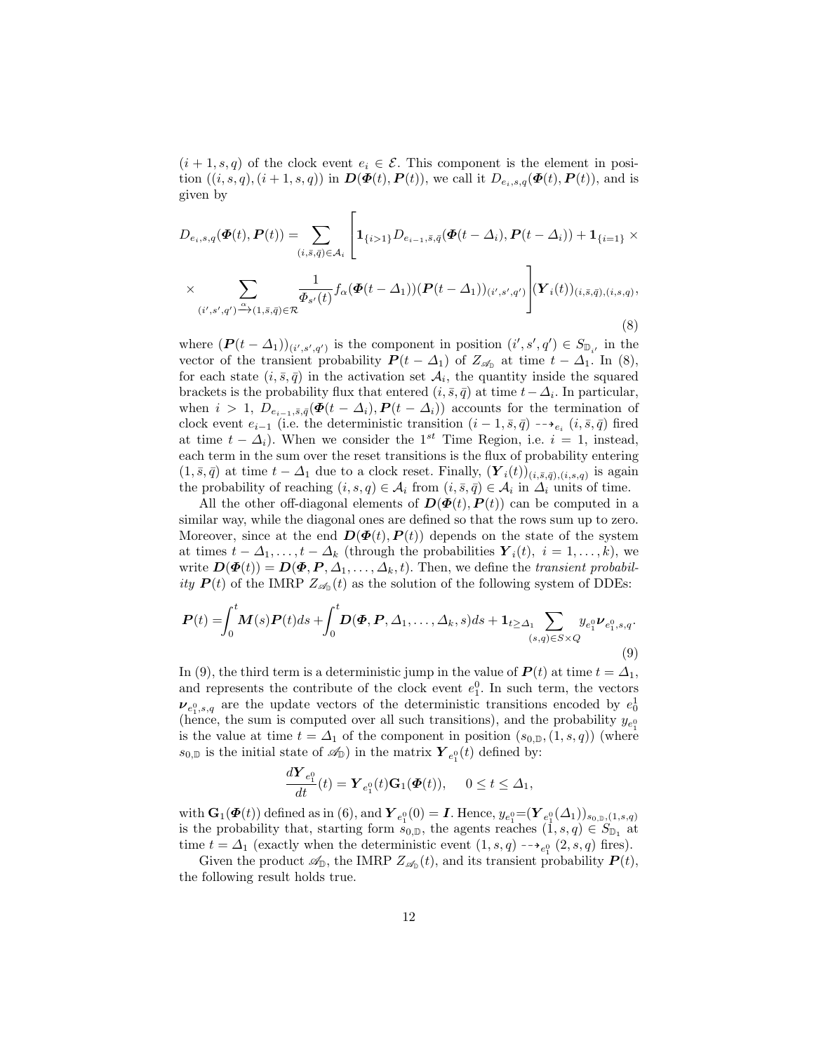$(i+1,s,q)$ of the clock event $e_i \in \mathcal{E}$. This component is the element in position $((i,s,q),(i+1,s,q))$ in $\boldsymbol{D}(\boldsymbol{\Phi}(t),\boldsymbol{P}(t))$, we call it $D_{e_i,s,q}(\boldsymbol{\Phi}(t),\boldsymbol{P}(t))$, and is given by

$$
\begin{aligned}
D_{e_i,s,q}(\boldsymbol{\Phi}(t),\boldsymbol{P}(t)) = \sum_{(i,\bar{s},\bar{q})\in\mathcal{A}_i} \Bigg[ & \mathbf{1}_{\{i>1\}} D_{e_{i-1},\bar{s},\bar{q}}(\boldsymbol{\Phi}(t-\Delta_i),\boldsymbol{P}(t-\Delta_i)) + \mathbf{1}_{\{i=1\}} \times \\
\times & \sum_{(i',s',q')\xrightarrow{\alpha}(1,\bar{s},\bar{q})\in\mathcal{R}} \frac{1}{\Phi_{s'}(t)} f_\alpha(\boldsymbol{\Phi}(t-\Delta_1))(\boldsymbol{P}(t-\Delta_1))_{(i',s',q')}\Bigg] (\boldsymbol{Y}_i(t))_{(i,\bar{s},\bar{q}),(i,s,q)},
\end{aligned}
\tag{8}
$$

where $(\boldsymbol{P}(t-\Delta_1))_{(i',s',q')}$ is the component in position $(i',s',q') \in S_{\mathbb{D}_{i'}}$ in the vector of the transient probability $\boldsymbol{P}(t-\Delta_1)$ of $Z_{\mathscr{A}_\mathbb{D}}$ at time $t-\Delta_1$. In (8), for each state $(i,\bar{s},\bar{q})$ in the activation set $\mathcal{A}_i$, the quantity inside the squared brackets is the probability flux that entered $(i,\bar{s},\bar{q})$ at time $t-\Delta_i$. In particular, when $i > 1$, $D_{e_{i-1},\bar{s},\bar{q}}(\boldsymbol{\Phi}(t-\Delta_i),\boldsymbol{P}(t-\Delta_i))$ accounts for the termination of clock event $e_{i-1}$ (i.e. the deterministic transition $(i-1,\bar{s},\bar{q}) \dashrightarrow_{e_i} (i,\bar{s},\bar{q})$ fired at time $t-\Delta_i$). When we consider the $1^{st}$ Time Region, i.e. $i=1$, instead, each term in the sum over the reset transitions is the flux of probability entering $(1,\bar{s},\bar{q})$ at time $t-\Delta_1$ due to a clock reset. Finally, $(\boldsymbol{Y}_i(t))_{(i,\bar{s},\bar{q}),(i,s,q)}$ is again the probability of reaching $(i,s,q) \in \mathcal{A}_i$ from $(i,\bar{s},\bar{q}) \in \mathcal{A}_i$ in $\Delta_i$ units of time.

All the other off-diagonal elements of $\boldsymbol{D}(\boldsymbol{\Phi}(t),\boldsymbol{P}(t))$ can be computed in a similar way, while the diagonal ones are defined so that the rows sum up to zero. Moreover, since at the end $\boldsymbol{D}(\boldsymbol{\Phi}(t),\boldsymbol{P}(t))$ depends on the state of the system at times $t-\Delta_1,\ldots,t-\Delta_k$ (through the probabilities $\boldsymbol{Y}_i(t)$, $i=1,\ldots,k$), we write $\boldsymbol{D}(\boldsymbol{\Phi}(t)) = \boldsymbol{D}(\boldsymbol{\Phi},\boldsymbol{P},\Delta_1,\ldots,\Delta_k,t)$. Then, we define the *transient probability* $\boldsymbol{P}(t)$ of the IMRP $Z_{\mathscr{A}_\mathbb{D}}(t)$ as the solution of the following system of DDEs:

$$
\boldsymbol{P}(t) = \int_0^t \boldsymbol{M}(s)\boldsymbol{P}(t)ds + \int_0^t \boldsymbol{D}(\boldsymbol{\Phi},\boldsymbol{P},\Delta_1,\ldots,\Delta_k,s)ds + \mathbf{1}_{t\geq\Delta_1} \sum_{(s,q)\in S\times Q} y_{e_1^0}\boldsymbol{\nu}_{e_1^0,s,q}.
\tag{9}
$$

In (9), the third term is a deterministic jump in the value of $\boldsymbol{P}(t)$ at time $t=\Delta_1$, and represents the contribute of the clock event $e_1^0$. In such term, the vectors $\boldsymbol{\nu}_{e_1^0,s,q}$ are the update vectors of the deterministic transitions encoded by $e_0^1$ (hence, the sum is computed over all such transitions), and the probability $y_{e_1^0}$ is the value at time $t=\Delta_1$ of the component in position $(s_{0,\mathbb{D}},(1,s,q))$ (where $s_{0,\mathbb{D}}$ is the initial state of $\mathscr{A}_\mathbb{D}$) in the matrix $\boldsymbol{Y}_{e_1^0}(t)$ defined by:

$$
\frac{d\boldsymbol{Y}_{e_1^0}}{dt}(t) = \boldsymbol{Y}_{e_1^0}(t)\mathbf{G}_1(\boldsymbol{\Phi}(t)), \quad 0 \leq t \leq \Delta_1,
$$

with $\mathbf{G}_1(\boldsymbol{\Phi}(t))$ defined as in (6), and $\boldsymbol{Y}_{e_1^0}(0) = \boldsymbol{I}$. Hence, $y_{e_1^0} = (\boldsymbol{Y}_{e_1^0}(\Delta_1))_{s_{0,\mathbb{D}},(1,s,q)}$ is the probability that, starting form $s_{0,\mathbb{D}}$, the agents reaches $(1,s,q) \in S_{\mathbb{D}_1}$ at time $t=\Delta_1$ (exactly when the deterministic event $(1,s,q) \dashrightarrow_{e_1^0} (2,s,q)$ fires).

Given the product $\mathscr{A}_\mathbb{D}$, the IMRP $Z_{\mathscr{A}_\mathbb{D}}(t)$, and its transient probability $\boldsymbol{P}(t)$, the following result holds true.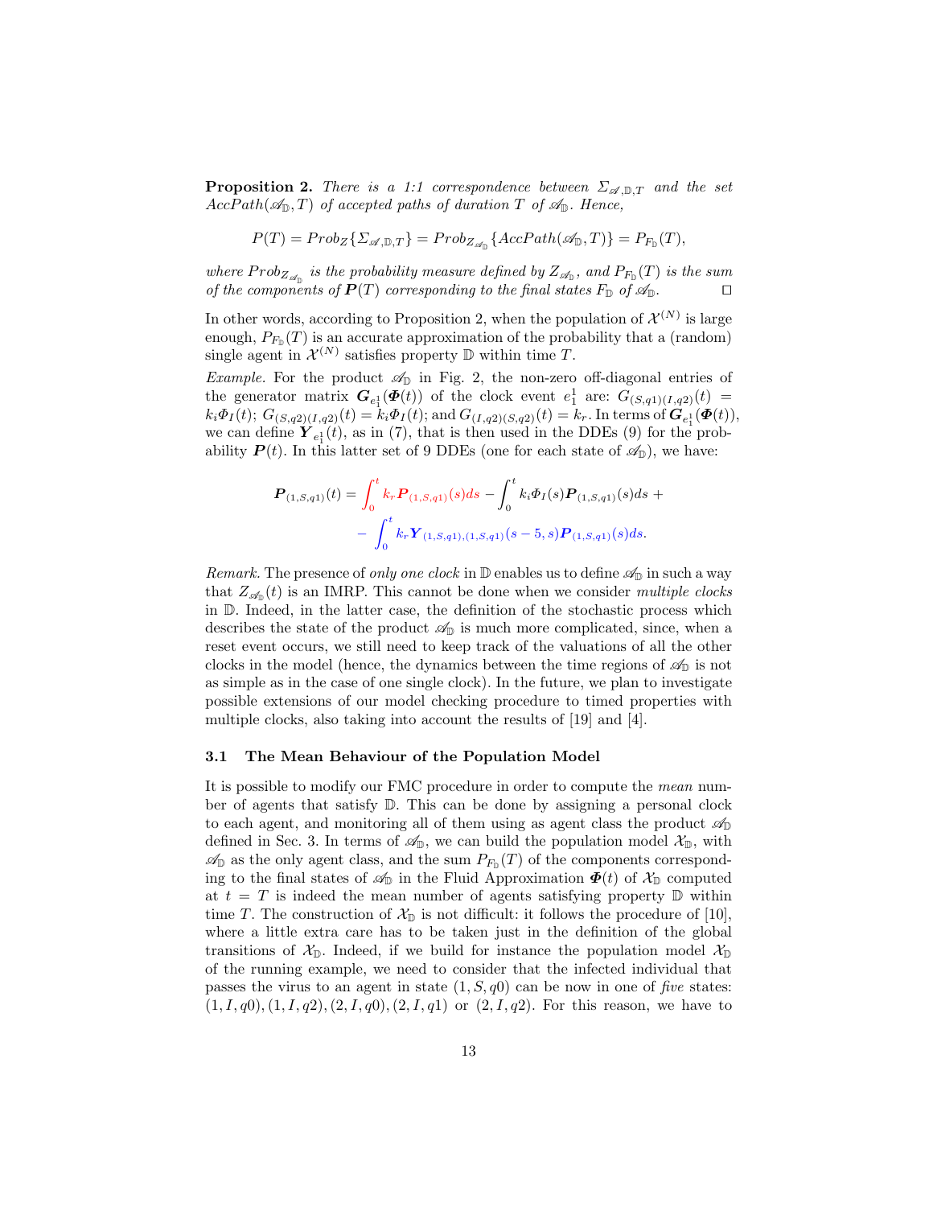**Proposition 2.** *There is a 1:1 correspondence between $\Sigma_{\mathscr{A},\mathbb{D},T}$ and the set $AccPath(\mathscr{A}_{\mathbb{D}}, T)$ of accepted paths of duration $T$ of $\mathscr{A}_{\mathbb{D}}$. Hence,*

$$P(T) = Prob_Z\{\Sigma_{\mathscr{A},\mathbb{D},T}\} = Prob_{Z_{\mathscr{A}_{\mathbb{D}}}}\{AccPath(\mathscr{A}_{\mathbb{D}}, T)\} = P_{F_{\mathbb{D}}}(T),$$

*where $Prob_{Z_{\mathscr{A}_{\mathbb{D}}}}$ is the probability measure defined by $Z_{\mathscr{A}_{\mathbb{D}}}$, and $P_{F_{\mathbb{D}}}(T)$ is the sum of the components of $\boldsymbol{P}(T)$ corresponding to the final states $F_{\mathbb{D}}$ of $\mathscr{A}_{\mathbb{D}}$.* ☐

In other words, according to Proposition 2, when the population of $\mathcal{X}^{(N)}$ is large enough, $P_{F_{\mathbb{D}}}(T)$ is an accurate approximation of the probability that a (random) single agent in $\mathcal{X}^{(N)}$ satisfies property $\mathbb{D}$ within time $T$.

*Example.* For the product $\mathscr{A}_{\mathbb{D}}$ in Fig. 2, the non-zero off-diagonal entries of the generator matrix $\boldsymbol{G}_{e_1^1}(\boldsymbol{\Phi}(t))$ of the clock event $e_1^1$ are: $G_{(S,q1)(I,q2)}(t) = k_i\Phi_I(t)$; $G_{(S,q2)(I,q2)}(t) = k_i\Phi_I(t)$; and $G_{(I,q2)(S,q2)}(t) = k_r$. In terms of $\boldsymbol{G}_{e_1^1}(\boldsymbol{\Phi}(t))$, we can define $\boldsymbol{Y}_{e_1^1}(t)$, as in (7), that is then used in the DDEs (9) for the probability $\boldsymbol{P}(t)$. In this latter set of 9 DDEs (one for each state of $\mathscr{A}_{\mathbb{D}}$), we have:

$$\boldsymbol{P}_{(1,S,q1)}(t) = \int_0^t k_r \boldsymbol{P}_{(1,S,q1)}(s)ds - \int_0^t k_i\Phi_I(s)\boldsymbol{P}_{(1,S,q1)}(s)ds + \\ - \int_0^t k_r \boldsymbol{Y}_{(1,S,q1),(1,S,q1)}(s-5,s)\boldsymbol{P}_{(1,S,q1)}(s)ds.$$

*Remark.* The presence of *only one clock* in $\mathbb{D}$ enables us to define $\mathscr{A}_{\mathbb{D}}$ in such a way that $Z_{\mathscr{A}_{\mathbb{D}}}(t)$ is an IMRP. This cannot be done when we consider *multiple clocks* in $\mathbb{D}$. Indeed, in the latter case, the definition of the stochastic process which describes the state of the product $\mathscr{A}_{\mathbb{D}}$ is much more complicated, since, when a reset event occurs, we still need to keep track of the valuations of all the other clocks in the model (hence, the dynamics between the time regions of $\mathscr{A}_{\mathbb{D}}$ is not as simple as in the case of one single clock). In the future, we plan to investigate possible extensions of our model checking procedure to timed properties with multiple clocks, also taking into account the results of [19] and [4].

### 3.1 The Mean Behaviour of the Population Model

It is possible to modify our FMC procedure in order to compute the *mean* number of agents that satisfy $\mathbb{D}$. This can be done by assigning a personal clock to each agent, and monitoring all of them using as agent class the product $\mathscr{A}_{\mathbb{D}}$ defined in Sec. 3. In terms of $\mathscr{A}_{\mathbb{D}}$, we can build the population model $\mathcal{X}_{\mathbb{D}}$, with $\mathscr{A}_{\mathbb{D}}$ as the only agent class, and the sum $P_{F_{\mathbb{D}}}(T)$ of the components corresponding to the final states of $\mathscr{A}_{\mathbb{D}}$ in the Fluid Approximation $\boldsymbol{\Phi}(t)$ of $\mathcal{X}_{\mathbb{D}}$ computed at $t = T$ is indeed the mean number of agents satisfying property $\mathbb{D}$ within time $T$. The construction of $\mathcal{X}_{\mathbb{D}}$ is not difficult: it follows the procedure of [10], where a little extra care has to be taken just in the definition of the global transitions of $\mathcal{X}_{\mathbb{D}}$. Indeed, if we build for instance the population model $\mathcal{X}_{\mathbb{D}}$ of the running example, we need to consider that the infected individual that passes the virus to an agent in state $(1, S, q0)$ can be now in one of *five* states: $(1, I, q0), (1, I, q2), (2, I, q0), (2, I, q1)$ or $(2, I, q2)$. For this reason, we have to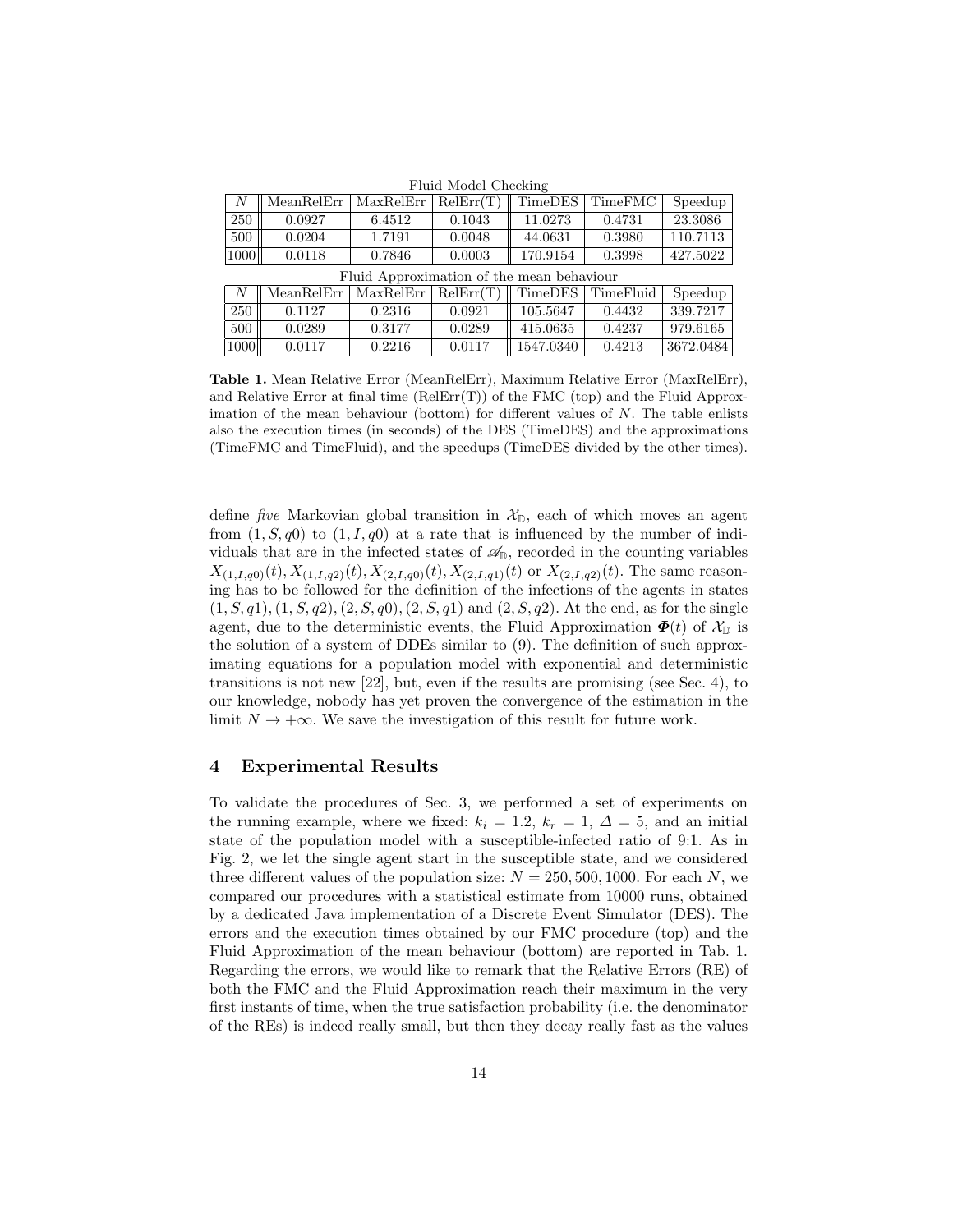Fluid Model Checking

| $N$ | MeanRelErr | MaxRelErr | RelErr(T) | TimeDES | TimeFMC | Speedup |
|---|---|---|---|---|---|---|
| 250 | 0.0927 | 6.4512 | 0.1043 | 11.0273 | 0.4731 | 23.3086 |
| 500 | 0.0204 | 1.7191 | 0.0048 | 44.0631 | 0.3980 | 110.7113 |
| 1000 | 0.0118 | 0.7846 | 0.0003 | 170.9154 | 0.3998 | 427.5022 |

Fluid Approximation of the mean behaviour

| $N$ | MeanRelErr | MaxRelErr | RelErr(T) | TimeDES | TimeFluid | Speedup |
|---|---|---|---|---|---|---|
| 250 | 0.1127 | 0.2316 | 0.0921 | 105.5647 | 0.4432 | 339.7217 |
| 500 | 0.0289 | 0.3177 | 0.0289 | 415.0635 | 0.4237 | 979.6165 |
| 1000 | 0.0117 | 0.2216 | 0.0117 | 1547.0340 | 0.4213 | 3672.0484 |

**Table 1.** Mean Relative Error (MeanRelErr), Maximum Relative Error (MaxRelErr), and Relative Error at final time (RelErr(T)) of the FMC (top) and the Fluid Approximation of the mean behaviour (bottom) for different values of $N$. The table enlists also the execution times (in seconds) of the DES (TimeDES) and the approximations (TimeFMC and TimeFluid), and the speedups (TimeDES divided by the other times).

define *five* Markovian global transition in $\mathcal{X}_{\mathbb{D}}$, each of which moves an agent from $(1, S, q0)$ to $(1, I, q0)$ at a rate that is influenced by the number of individuals that are in the infected states of $\mathscr{A}_{\mathbb{D}}$, recorded in the counting variables $X_{(1,I,q0)}(t), X_{(1,I,q2)}(t), X_{(2,I,q0)}(t), X_{(2,I,q1)}(t)$ or $X_{(2,I,q2)}(t)$. The same reasoning has to be followed for the definition of the infections of the agents in states $(1, S, q1), (1, S, q2), (2, S, q0), (2, S, q1)$ and $(2, S, q2)$. At the end, as for the single agent, due to the deterministic events, the Fluid Approximation $\boldsymbol{\Phi}(t)$ of $\mathcal{X}_{\mathbb{D}}$ is the solution of a system of DDEs similar to (9). The definition of such approximating equations for a population model with exponential and deterministic transitions is not new [22], but, even if the results are promising (see Sec. 4), to our knowledge, nobody has yet proven the convergence of the estimation in the limit $N \to +\infty$. We save the investigation of this result for future work.

## 4 Experimental Results

To validate the procedures of Sec. 3, we performed a set of experiments on the running example, where we fixed: $k_i = 1.2$, $k_r = 1$, $\Delta = 5$, and an initial state of the population model with a susceptible-infected ratio of 9:1. As in Fig. 2, we let the single agent start in the susceptible state, and we considered three different values of the population size: $N = 250, 500, 1000$. For each $N$, we compared our procedures with a statistical estimate from 10000 runs, obtained by a dedicated Java implementation of a Discrete Event Simulator (DES). The errors and the execution times obtained by our FMC procedure (top) and the Fluid Approximation of the mean behaviour (bottom) are reported in Tab. 1. Regarding the errors, we would like to remark that the Relative Errors (RE) of both the FMC and the Fluid Approximation reach their maximum in the very first instants of time, when the true satisfaction probability (i.e. the denominator of the REs) is indeed really small, but then they decay really fast as the values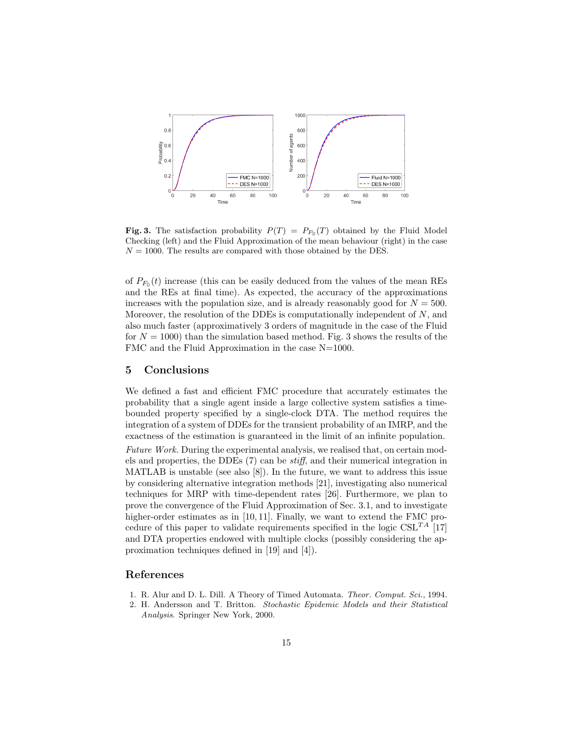**Fig. 3.** The satisfaction probability $P(T) = P_{F_{\mathbb{D}}}(T)$ obtained by the Fluid Model Checking (left) and the Fluid Approximation of the mean behaviour (right) in the case $N = 1000$. The results are compared with those obtained by the DES.

of $P_{F_{\mathbb{D}}}(t)$ increase (this can be easily deduced from the values of the mean REs and the REs at final time). As expected, the accuracy of the approximations increases with the population size, and is already reasonably good for $N = 500$. Moreover, the resolution of the DDEs is computationally independent of $N$, and also much faster (approximatively 3 orders of magnitude in the case of the Fluid for $N = 1000$) than the simulation based method. Fig. 3 shows the results of the FMC and the Fluid Approximation in the case N=1000.

## 5 Conclusions

We defined a fast and efficient FMC procedure that accurately estimates the probability that a single agent inside a large collective system satisfies a time-bounded property specified by a single-clock DTA. The method requires the integration of a system of DDEs for the transient probability of an IMRP, and the exactness of the estimation is guaranteed in the limit of an infinite population.

*Future Work.* During the experimental analysis, we realised that, on certain models and properties, the DDEs (7) can be *stiff*, and their numerical integration in MATLAB is unstable (see also [8]). In the future, we want to address this issue by considering alternative integration methods [21], investigating also numerical techniques for MRP with time-dependent rates [26]. Furthermore, we plan to prove the convergence of the Fluid Approximation of Sec. 3.1, and to investigate higher-order estimates as in [10, 11]. Finally, we want to extend the FMC procedure of this paper to validate requirements specified in the logic CSL$^{TA}$ [17] and DTA properties endowed with multiple clocks (possibly considering the approximation techniques defined in [19] and [4]).

## References

1. R. Alur and D. L. Dill. A Theory of Timed Automata. *Theor. Comput. Sci.*, 1994.
2. H. Andersson and T. Britton. *Stochastic Epidemic Models and their Statistical Analysis*. Springer New York, 2000.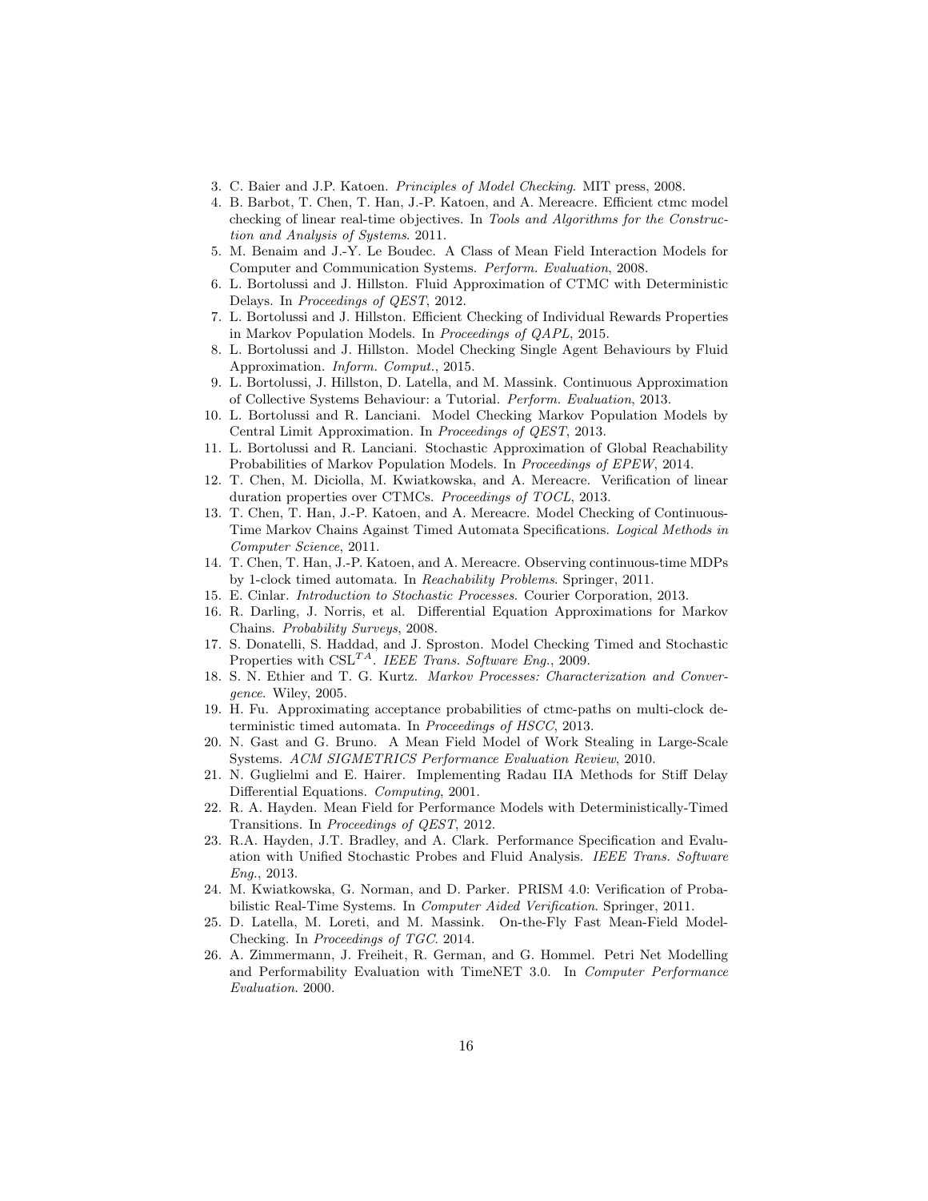3. C. Baier and J.P. Katoen. *Principles of Model Checking*. MIT press, 2008.
4. B. Barbot, T. Chen, T. Han, J.-P. Katoen, and A. Mereacre. Efficient ctmc model checking of linear real-time objectives. In *Tools and Algorithms for the Construction and Analysis of Systems*. 2011.
5. M. Benaim and J.-Y. Le Boudec. A Class of Mean Field Interaction Models for Computer and Communication Systems. *Perform. Evaluation*, 2008.
6. L. Bortolussi and J. Hillston. Fluid Approximation of CTMC with Deterministic Delays. In *Proceedings of QEST*, 2012.
7. L. Bortolussi and J. Hillston. Efficient Checking of Individual Rewards Properties in Markov Population Models. In *Proceedings of QAPL*, 2015.
8. L. Bortolussi and J. Hillston. Model Checking Single Agent Behaviours by Fluid Approximation. *Inform. Comput.*, 2015.
9. L. Bortolussi, J. Hillston, D. Latella, and M. Massink. Continuous Approximation of Collective Systems Behaviour: a Tutorial. *Perform. Evaluation*, 2013.
10. L. Bortolussi and R. Lanciani. Model Checking Markov Population Models by Central Limit Approximation. In *Proceedings of QEST*, 2013.
11. L. Bortolussi and R. Lanciani. Stochastic Approximation of Global Reachability Probabilities of Markov Population Models. In *Proceedings of EPEW*, 2014.
12. T. Chen, M. Diciolla, M. Kwiatkowska, and A. Mereacre. Verification of linear duration properties over CTMCs. *Proceedings of TOCL*, 2013.
13. T. Chen, T. Han, J.-P. Katoen, and A. Mereacre. Model Checking of Continuous-Time Markov Chains Against Timed Automata Specifications. *Logical Methods in Computer Science*, 2011.
14. T. Chen, T. Han, J.-P. Katoen, and A. Mereacre. Observing continuous-time MDPs by 1-clock timed automata. In *Reachability Problems*. Springer, 2011.
15. E. Cinlar. *Introduction to Stochastic Processes*. Courier Corporation, 2013.
16. R. Darling, J. Norris, et al. Differential Equation Approximations for Markov Chains. *Probability Surveys*, 2008.
17. S. Donatelli, S. Haddad, and J. Sproston. Model Checking Timed and Stochastic Properties with $\text{CSL}^{TA}$. *IEEE Trans. Software Eng.*, 2009.
18. S. N. Ethier and T. G. Kurtz. *Markov Processes: Characterization and Convergence*. Wiley, 2005.
19. H. Fu. Approximating acceptance probabilities of ctmc-paths on multi-clock deterministic timed automata. In *Proceedings of HSCC*, 2013.
20. N. Gast and G. Bruno. A Mean Field Model of Work Stealing in Large-Scale Systems. *ACM SIGMETRICS Performance Evaluation Review*, 2010.
21. N. Guglielmi and E. Hairer. Implementing Radau IIA Methods for Stiff Delay Differential Equations. *Computing*, 2001.
22. R. A. Hayden. Mean Field for Performance Models with Deterministically-Timed Transitions. In *Proceedings of QEST*, 2012.
23. R.A. Hayden, J.T. Bradley, and A. Clark. Performance Specification and Evaluation with Unified Stochastic Probes and Fluid Analysis. *IEEE Trans. Software Eng.*, 2013.
24. M. Kwiatkowska, G. Norman, and D. Parker. PRISM 4.0: Verification of Probabilistic Real-Time Systems. In *Computer Aided Verification*. Springer, 2011.
25. D. Latella, M. Loreti, and M. Massink. On-the-Fly Fast Mean-Field Model-Checking. In *Proceedings of TGC*. 2014.
26. A. Zimmermann, J. Freiheit, R. German, and G. Hommel. Petri Net Modelling and Performability Evaluation with TimeNET 3.0. In *Computer Performance Evaluation*. 2000.